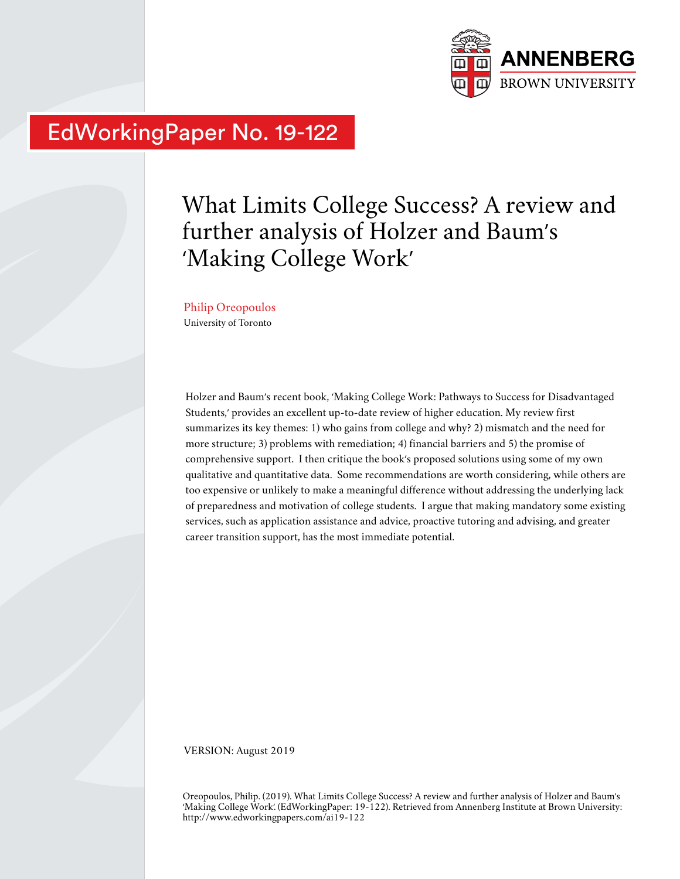ANNENBERG
BROWN UNIVERSITY

EdWorkingPaper No. 19-122

# What Limits College Success? A review and further analysis of Holzer and Baum's 'Making College Work'

Philip Oreopoulos
University of Toronto

Holzer and Baum's recent book, 'Making College Work: Pathways to Success for Disadvantaged Students,' provides an excellent up-to-date review of higher education. My review first summarizes its key themes: 1) who gains from college and why? 2) mismatch and the need for more structure; 3) problems with remediation; 4) financial barriers and 5) the promise of comprehensive support. I then critique the book's proposed solutions using some of my own qualitative and quantitative data. Some recommendations are worth considering, while others are too expensive or unlikely to make a meaningful difference without addressing the underlying lack of preparedness and motivation of college students. I argue that making mandatory some existing services, such as application assistance and advice, proactive tutoring and advising, and greater career transition support, has the most immediate potential.

VERSION: August 2019

Oreopoulos, Philip. (2019). What Limits College Success? A review and further analysis of Holzer and Baum's 'Making College Work'. (EdWorkingPaper: 19-122). Retrieved from Annenberg Institute at Brown University: http://www.edworkingpapers.com/ai19-122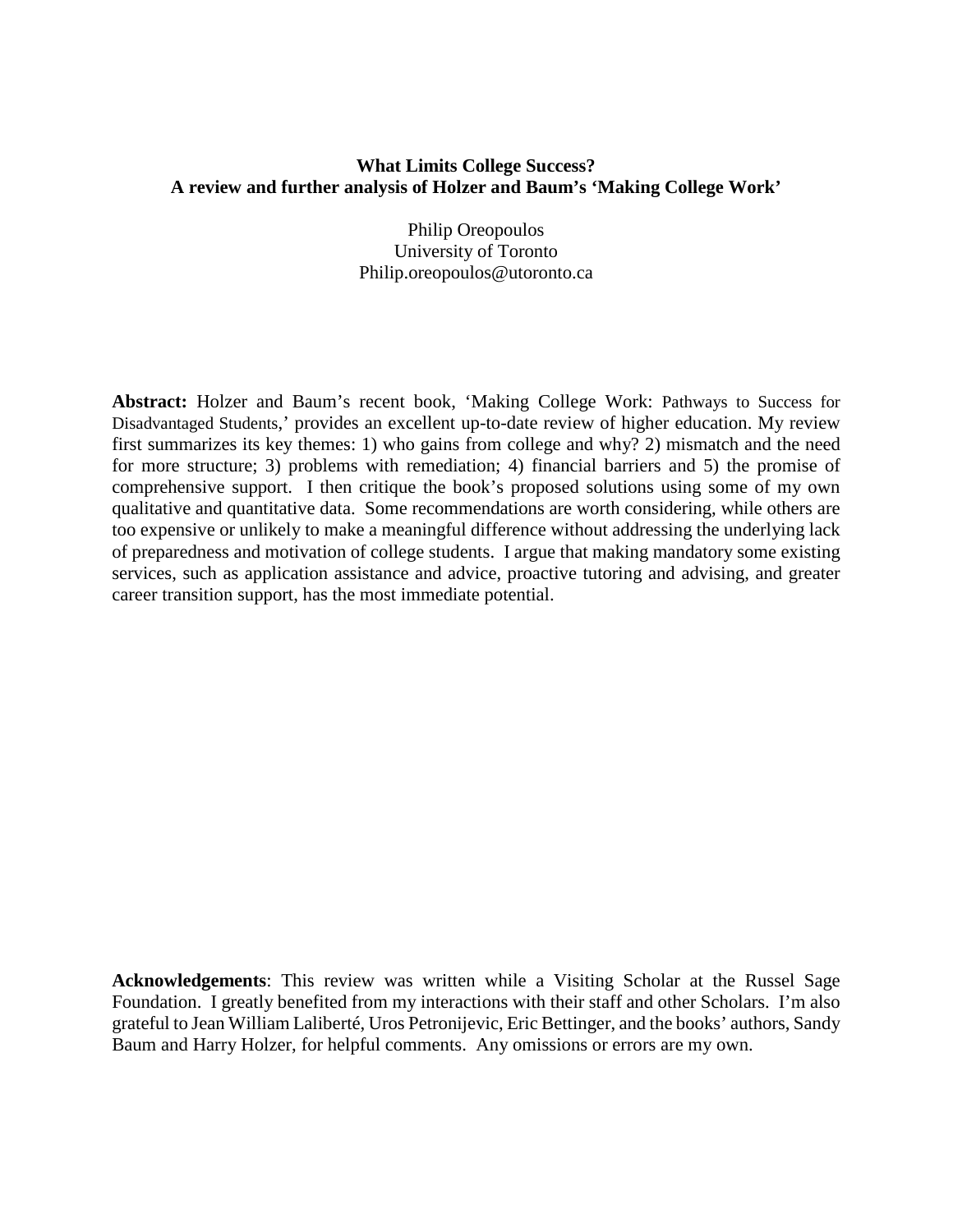**What Limits College Success?**
**A review and further analysis of Holzer and Baum's 'Making College Work'**

Philip Oreopoulos
University of Toronto
Philip.oreopoulos@utoronto.ca

**Abstract:** Holzer and Baum's recent book, 'Making College Work: Pathways to Success for Disadvantaged Students,' provides an excellent up-to-date review of higher education. My review first summarizes its key themes: 1) who gains from college and why? 2) mismatch and the need for more structure; 3) problems with remediation; 4) financial barriers and 5) the promise of comprehensive support. I then critique the book's proposed solutions using some of my own qualitative and quantitative data. Some recommendations are worth considering, while others are too expensive or unlikely to make a meaningful difference without addressing the underlying lack of preparedness and motivation of college students. I argue that making mandatory some existing services, such as application assistance and advice, proactive tutoring and advising, and greater career transition support, has the most immediate potential.

**Acknowledgements**: This review was written while a Visiting Scholar at the Russel Sage Foundation. I greatly benefited from my interactions with their staff and other Scholars. I'm also grateful to Jean William Laliberté, Uros Petronijevic, Eric Bettinger, and the books' authors, Sandy Baum and Harry Holzer, for helpful comments. Any omissions or errors are my own.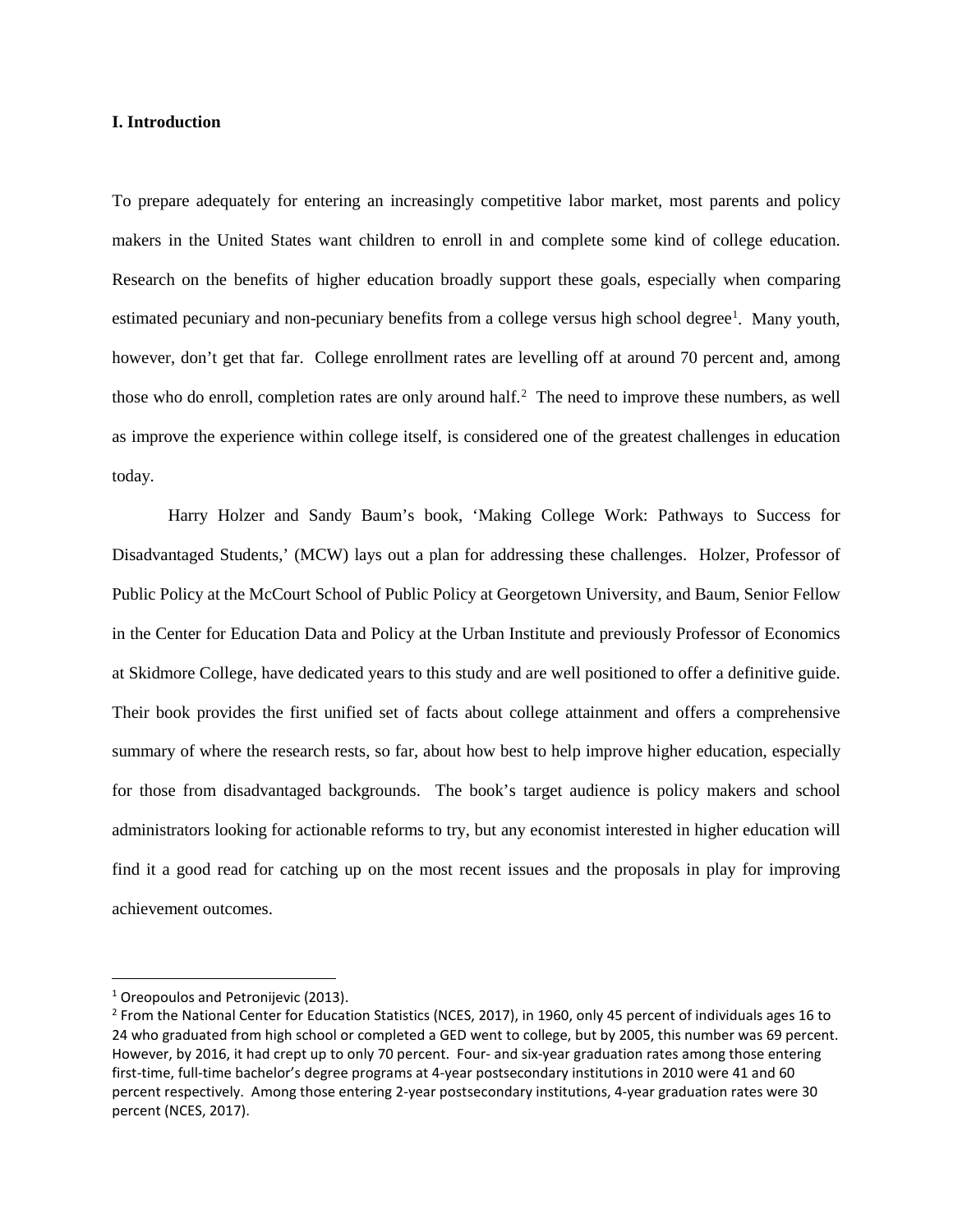## I. Introduction

To prepare adequately for entering an increasingly competitive labor market, most parents and policy makers in the United States want children to enroll in and complete some kind of college education. Research on the benefits of higher education broadly support these goals, especially when comparing estimated pecuniary and non-pecuniary benefits from a college versus high school degree[1]. Many youth, however, don't get that far. College enrollment rates are levelling off at around 70 percent and, among those who do enroll, completion rates are only around half.[2] The need to improve these numbers, as well as improve the experience within college itself, is considered one of the greatest challenges in education today.

Harry Holzer and Sandy Baum's book, 'Making College Work: Pathways to Success for Disadvantaged Students,' (MCW) lays out a plan for addressing these challenges. Holzer, Professor of Public Policy at the McCourt School of Public Policy at Georgetown University, and Baum, Senior Fellow in the Center for Education Data and Policy at the Urban Institute and previously Professor of Economics at Skidmore College, have dedicated years to this study and are well positioned to offer a definitive guide. Their book provides the first unified set of facts about college attainment and offers a comprehensive summary of where the research rests, so far, about how best to help improve higher education, especially for those from disadvantaged backgrounds. The book's target audience is policy makers and school administrators looking for actionable reforms to try, but any economist interested in higher education will find it a good read for catching up on the most recent issues and the proposals in play for improving achievement outcomes.

---

[1] Oreopoulos and Petronijevic (2013).

[2] From the National Center for Education Statistics (NCES, 2017), in 1960, only 45 percent of individuals ages 16 to 24 who graduated from high school or completed a GED went to college, but by 2005, this number was 69 percent. However, by 2016, it had crept up to only 70 percent. Four- and six-year graduation rates among those entering first-time, full-time bachelor's degree programs at 4-year postsecondary institutions in 2010 were 41 and 60 percent respectively. Among those entering 2-year postsecondary institutions, 4-year graduation rates were 30 percent (NCES, 2017).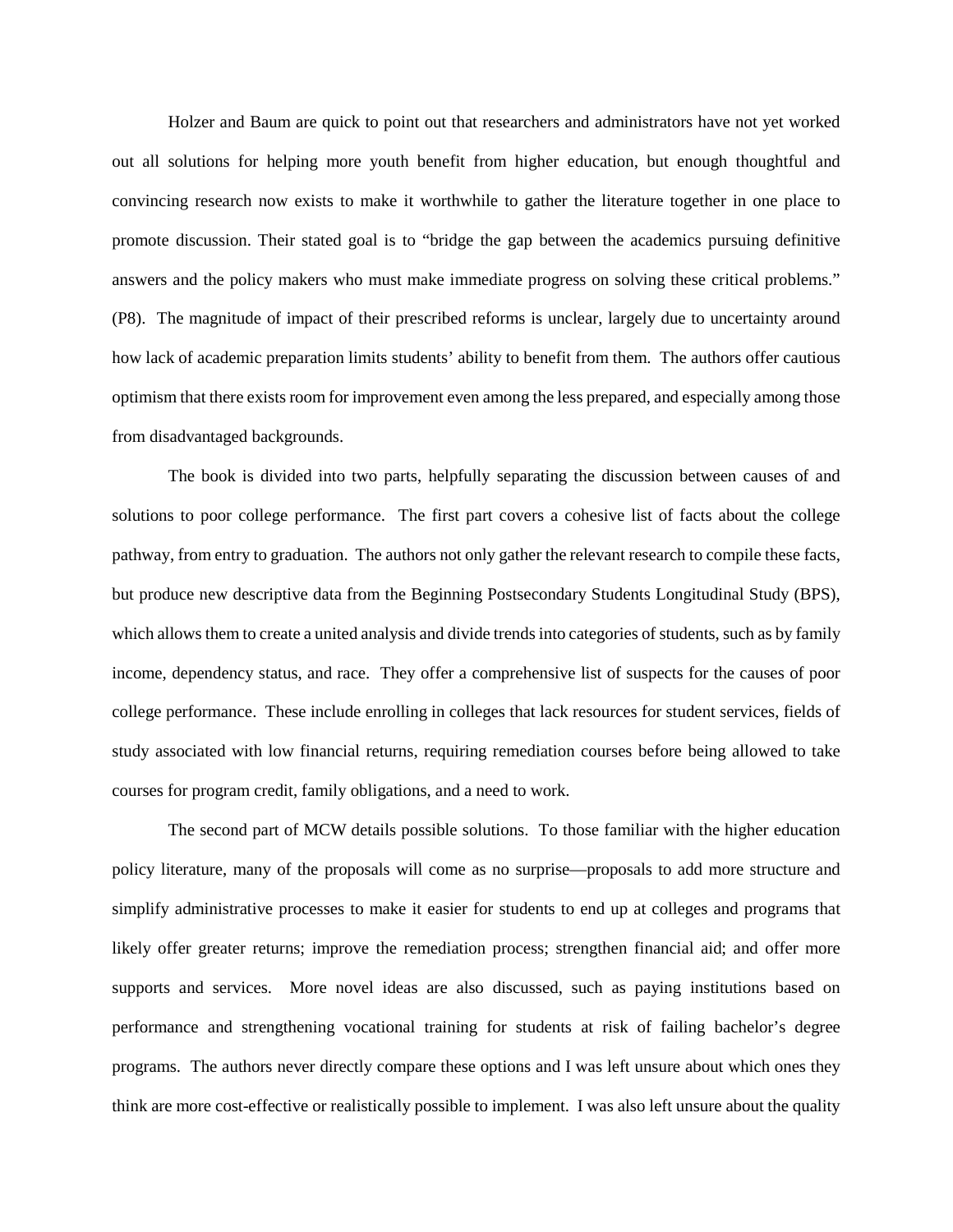Holzer and Baum are quick to point out that researchers and administrators have not yet worked out all solutions for helping more youth benefit from higher education, but enough thoughtful and convincing research now exists to make it worthwhile to gather the literature together in one place to promote discussion. Their stated goal is to "bridge the gap between the academics pursuing definitive answers and the policy makers who must make immediate progress on solving these critical problems." (P8). The magnitude of impact of their prescribed reforms is unclear, largely due to uncertainty around how lack of academic preparation limits students' ability to benefit from them. The authors offer cautious optimism that there exists room for improvement even among the less prepared, and especially among those from disadvantaged backgrounds.

The book is divided into two parts, helpfully separating the discussion between causes of and solutions to poor college performance. The first part covers a cohesive list of facts about the college pathway, from entry to graduation. The authors not only gather the relevant research to compile these facts, but produce new descriptive data from the Beginning Postsecondary Students Longitudinal Study (BPS), which allows them to create a united analysis and divide trends into categories of students, such as by family income, dependency status, and race. They offer a comprehensive list of suspects for the causes of poor college performance. These include enrolling in colleges that lack resources for student services, fields of study associated with low financial returns, requiring remediation courses before being allowed to take courses for program credit, family obligations, and a need to work.

The second part of MCW details possible solutions. To those familiar with the higher education policy literature, many of the proposals will come as no surprise—proposals to add more structure and simplify administrative processes to make it easier for students to end up at colleges and programs that likely offer greater returns; improve the remediation process; strengthen financial aid; and offer more supports and services. More novel ideas are also discussed, such as paying institutions based on performance and strengthening vocational training for students at risk of failing bachelor's degree programs. The authors never directly compare these options and I was left unsure about which ones they think are more cost-effective or realistically possible to implement. I was also left unsure about the quality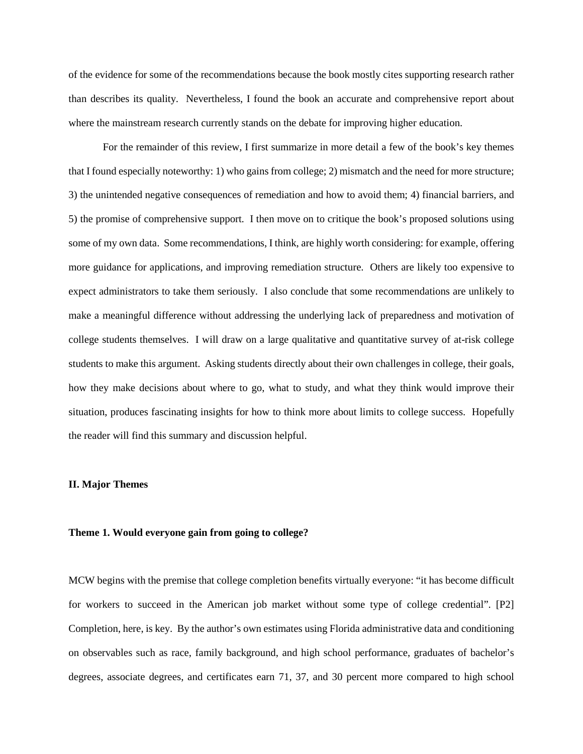of the evidence for some of the recommendations because the book mostly cites supporting research rather than describes its quality. Nevertheless, I found the book an accurate and comprehensive report about where the mainstream research currently stands on the debate for improving higher education.

For the remainder of this review, I first summarize in more detail a few of the book's key themes that I found especially noteworthy: 1) who gains from college; 2) mismatch and the need for more structure; 3) the unintended negative consequences of remediation and how to avoid them; 4) financial barriers, and 5) the promise of comprehensive support. I then move on to critique the book's proposed solutions using some of my own data. Some recommendations, I think, are highly worth considering: for example, offering more guidance for applications, and improving remediation structure. Others are likely too expensive to expect administrators to take them seriously. I also conclude that some recommendations are unlikely to make a meaningful difference without addressing the underlying lack of preparedness and motivation of college students themselves. I will draw on a large qualitative and quantitative survey of at-risk college students to make this argument. Asking students directly about their own challenges in college, their goals, how they make decisions about where to go, what to study, and what they think would improve their situation, produces fascinating insights for how to think more about limits to college success. Hopefully the reader will find this summary and discussion helpful.

## II. Major Themes

### Theme 1. Would everyone gain from going to college?

MCW begins with the premise that college completion benefits virtually everyone: "it has become difficult for workers to succeed in the American job market without some type of college credential". [P2] Completion, here, is key. By the author's own estimates using Florida administrative data and conditioning on observables such as race, family background, and high school performance, graduates of bachelor's degrees, associate degrees, and certificates earn 71, 37, and 30 percent more compared to high school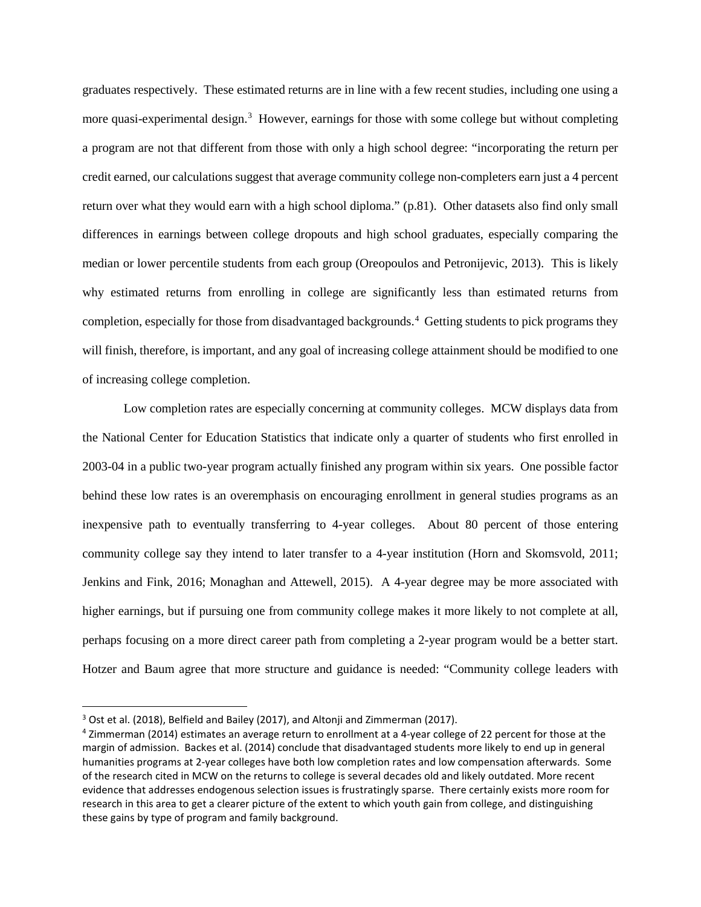graduates respectively. These estimated returns are in line with a few recent studies, including one using a more quasi-experimental design.[3] However, earnings for those with some college but without completing a program are not that different from those with only a high school degree: "incorporating the return per credit earned, our calculations suggest that average community college non-completers earn just a 4 percent return over what they would earn with a high school diploma." (p.81). Other datasets also find only small differences in earnings between college dropouts and high school graduates, especially comparing the median or lower percentile students from each group (Oreopoulos and Petronijevic, 2013). This is likely why estimated returns from enrolling in college are significantly less than estimated returns from completion, especially for those from disadvantaged backgrounds.[4] Getting students to pick programs they will finish, therefore, is important, and any goal of increasing college attainment should be modified to one of increasing college completion.

Low completion rates are especially concerning at community colleges. MCW displays data from the National Center for Education Statistics that indicate only a quarter of students who first enrolled in 2003-04 in a public two-year program actually finished any program within six years. One possible factor behind these low rates is an overemphasis on encouraging enrollment in general studies programs as an inexpensive path to eventually transferring to 4-year colleges. About 80 percent of those entering community college say they intend to later transfer to a 4-year institution (Horn and Skomsvold, 2011; Jenkins and Fink, 2016; Monaghan and Attewell, 2015). A 4-year degree may be more associated with higher earnings, but if pursuing one from community college makes it more likely to not complete at all, perhaps focusing on a more direct career path from completing a 2-year program would be a better start. Hotzer and Baum agree that more structure and guidance is needed: "Community college leaders with

---

[3] Ost et al. (2018), Belfield and Bailey (2017), and Altonji and Zimmerman (2017).

[4] Zimmerman (2014) estimates an average return to enrollment at a 4-year college of 22 percent for those at the margin of admission. Backes et al. (2014) conclude that disadvantaged students more likely to end up in general humanities programs at 2-year colleges have both low completion rates and low compensation afterwards. Some of the research cited in MCW on the returns to college is several decades old and likely outdated. More recent evidence that addresses endogenous selection issues is frustratingly sparse. There certainly exists more room for research in this area to get a clearer picture of the extent to which youth gain from college, and distinguishing these gains by type of program and family background.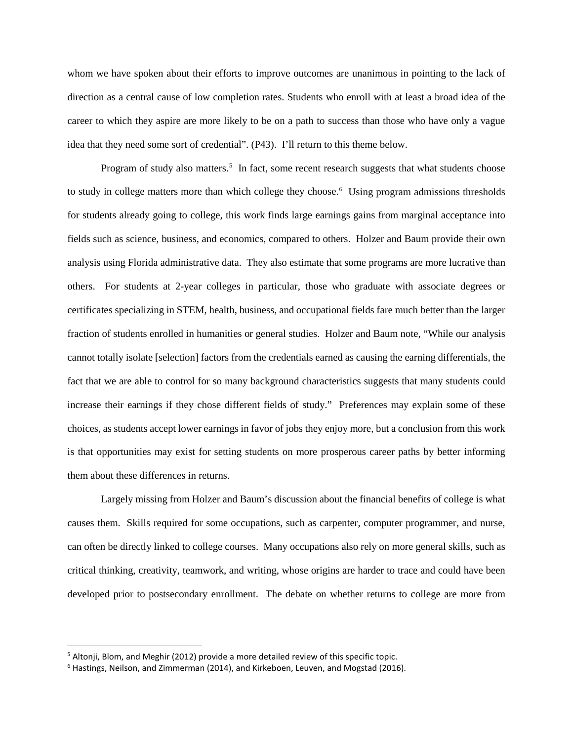whom we have spoken about their efforts to improve outcomes are unanimous in pointing to the lack of direction as a central cause of low completion rates. Students who enroll with at least a broad idea of the career to which they aspire are more likely to be on a path to success than those who have only a vague idea that they need some sort of credential". (P43). I'll return to this theme below.

Program of study also matters.[5] In fact, some recent research suggests that what students choose to study in college matters more than which college they choose.[6] Using program admissions thresholds for students already going to college, this work finds large earnings gains from marginal acceptance into fields such as science, business, and economics, compared to others. Holzer and Baum provide their own analysis using Florida administrative data. They also estimate that some programs are more lucrative than others. For students at 2-year colleges in particular, those who graduate with associate degrees or certificates specializing in STEM, health, business, and occupational fields fare much better than the larger fraction of students enrolled in humanities or general studies. Holzer and Baum note, "While our analysis cannot totally isolate [selection] factors from the credentials earned as causing the earning differentials, the fact that we are able to control for so many background characteristics suggests that many students could increase their earnings if they chose different fields of study." Preferences may explain some of these choices, as students accept lower earnings in favor of jobs they enjoy more, but a conclusion from this work is that opportunities may exist for setting students on more prosperous career paths by better informing them about these differences in returns.

Largely missing from Holzer and Baum's discussion about the financial benefits of college is what causes them. Skills required for some occupations, such as carpenter, computer programmer, and nurse, can often be directly linked to college courses. Many occupations also rely on more general skills, such as critical thinking, creativity, teamwork, and writing, whose origins are harder to trace and could have been developed prior to postsecondary enrollment. The debate on whether returns to college are more from

---

[5] Altonji, Blom, and Meghir (2012) provide a more detailed review of this specific topic.

[6] Hastings, Neilson, and Zimmerman (2014), and Kirkeboen, Leuven, and Mogstad (2016).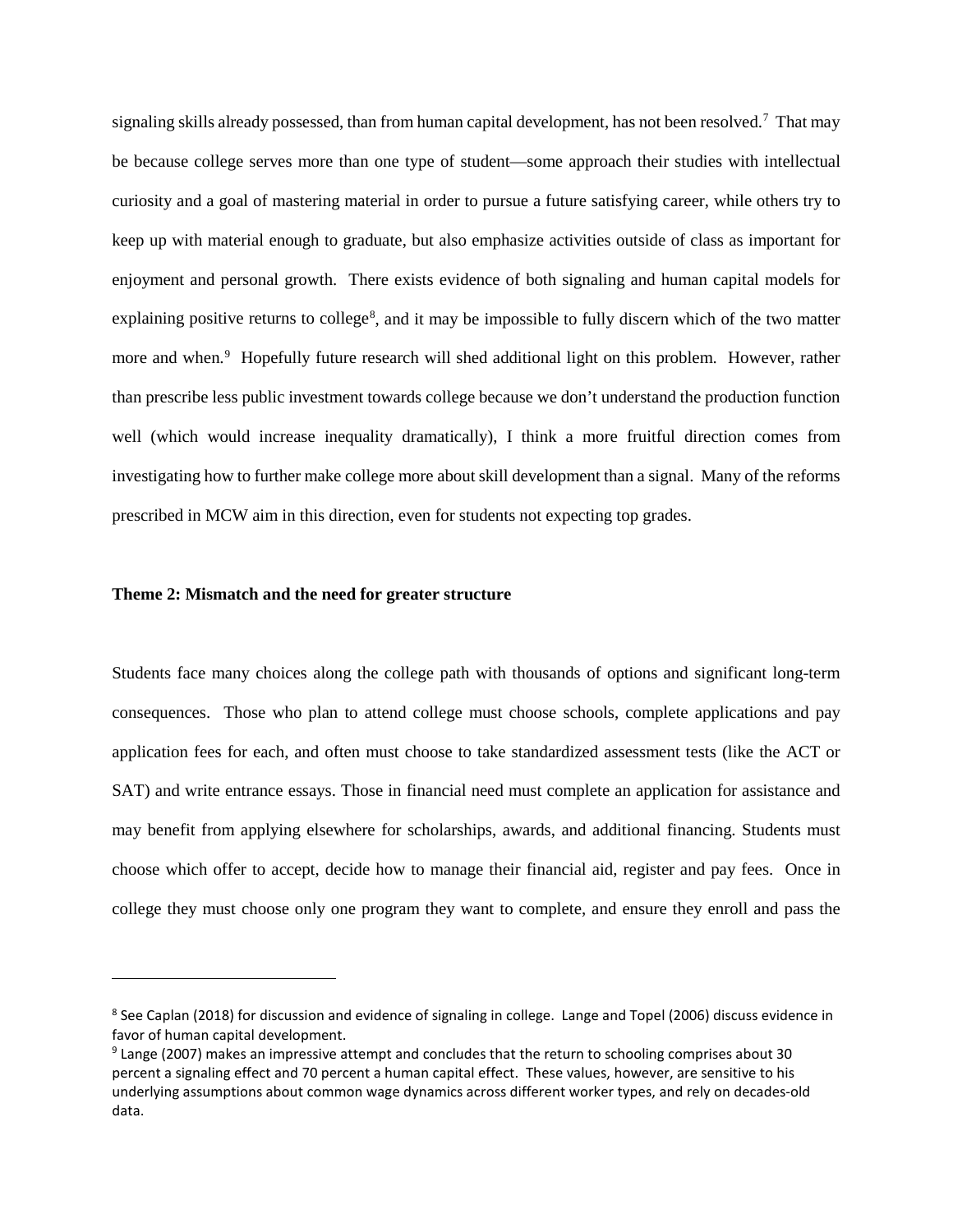signaling skills already possessed, than from human capital development, has not been resolved.[7] That may be because college serves more than one type of student—some approach their studies with intellectual curiosity and a goal of mastering material in order to pursue a future satisfying career, while others try to keep up with material enough to graduate, but also emphasize activities outside of class as important for enjoyment and personal growth. There exists evidence of both signaling and human capital models for explaining positive returns to college[8], and it may be impossible to fully discern which of the two matter more and when.[9] Hopefully future research will shed additional light on this problem. However, rather than prescribe less public investment towards college because we don't understand the production function well (which would increase inequality dramatically), I think a more fruitful direction comes from investigating how to further make college more about skill development than a signal. Many of the reforms prescribed in MCW aim in this direction, even for students not expecting top grades.

**Theme 2: Mismatch and the need for greater structure**

Students face many choices along the college path with thousands of options and significant long-term consequences. Those who plan to attend college must choose schools, complete applications and pay application fees for each, and often must choose to take standardized assessment tests (like the ACT or SAT) and write entrance essays. Those in financial need must complete an application for assistance and may benefit from applying elsewhere for scholarships, awards, and additional financing. Students must choose which offer to accept, decide how to manage their financial aid, register and pay fees. Once in college they must choose only one program they want to complete, and ensure they enroll and pass the

---

[8] See Caplan (2018) for discussion and evidence of signaling in college. Lange and Topel (2006) discuss evidence in favor of human capital development.

[9] Lange (2007) makes an impressive attempt and concludes that the return to schooling comprises about 30 percent a signaling effect and 70 percent a human capital effect. These values, however, are sensitive to his underlying assumptions about common wage dynamics across different worker types, and rely on decades-old data.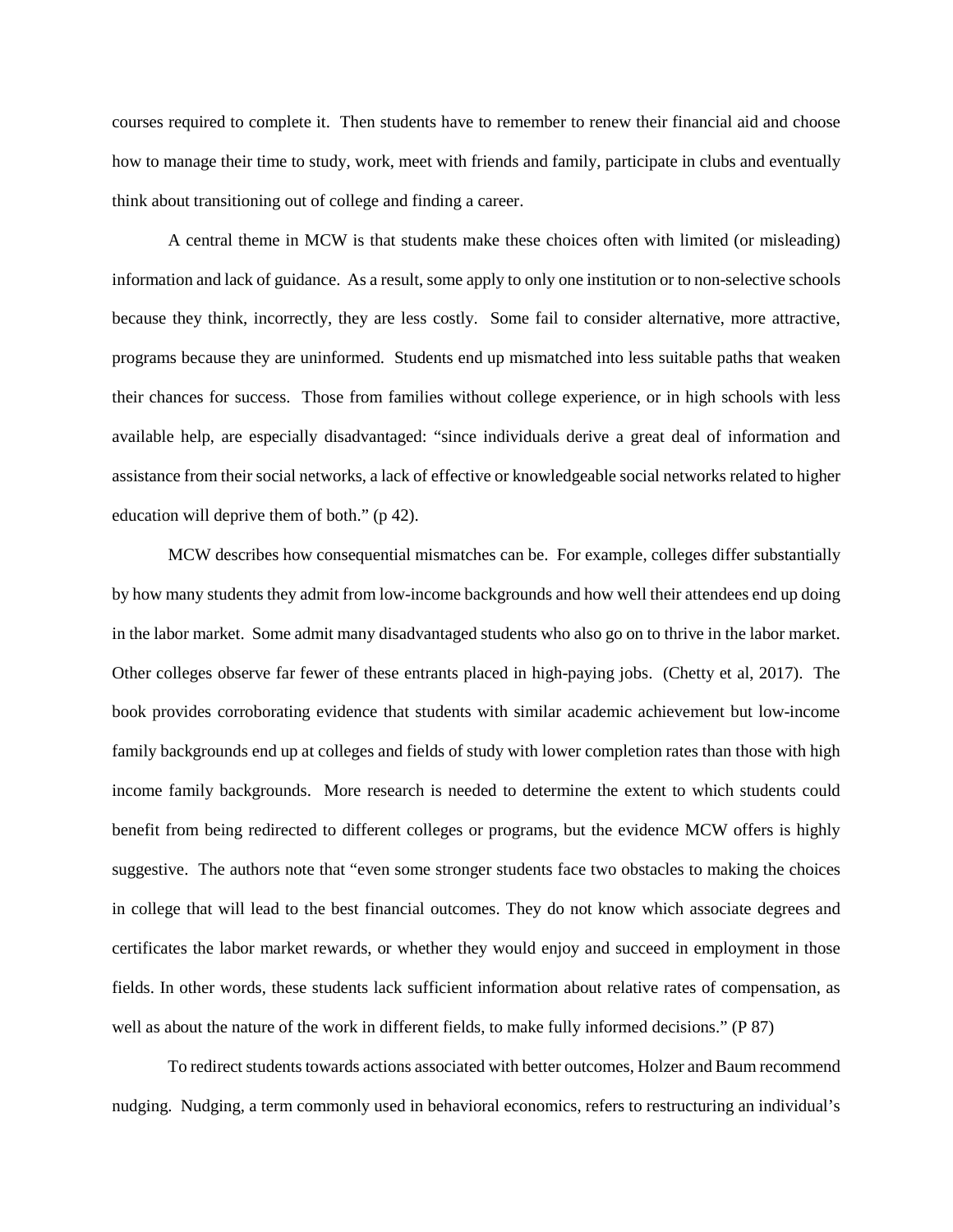courses required to complete it. Then students have to remember to renew their financial aid and choose how to manage their time to study, work, meet with friends and family, participate in clubs and eventually think about transitioning out of college and finding a career.

A central theme in MCW is that students make these choices often with limited (or misleading) information and lack of guidance. As a result, some apply to only one institution or to non-selective schools because they think, incorrectly, they are less costly. Some fail to consider alternative, more attractive, programs because they are uninformed. Students end up mismatched into less suitable paths that weaken their chances for success. Those from families without college experience, or in high schools with less available help, are especially disadvantaged: "since individuals derive a great deal of information and assistance from their social networks, a lack of effective or knowledgeable social networks related to higher education will deprive them of both." (p 42).

MCW describes how consequential mismatches can be. For example, colleges differ substantially by how many students they admit from low-income backgrounds and how well their attendees end up doing in the labor market. Some admit many disadvantaged students who also go on to thrive in the labor market. Other colleges observe far fewer of these entrants placed in high-paying jobs. (Chetty et al, 2017). The book provides corroborating evidence that students with similar academic achievement but low-income family backgrounds end up at colleges and fields of study with lower completion rates than those with high income family backgrounds. More research is needed to determine the extent to which students could benefit from being redirected to different colleges or programs, but the evidence MCW offers is highly suggestive. The authors note that "even some stronger students face two obstacles to making the choices in college that will lead to the best financial outcomes. They do not know which associate degrees and certificates the labor market rewards, or whether they would enjoy and succeed in employment in those fields. In other words, these students lack sufficient information about relative rates of compensation, as well as about the nature of the work in different fields, to make fully informed decisions." (P 87)

To redirect students towards actions associated with better outcomes, Holzer and Baum recommend nudging. Nudging, a term commonly used in behavioral economics, refers to restructuring an individual's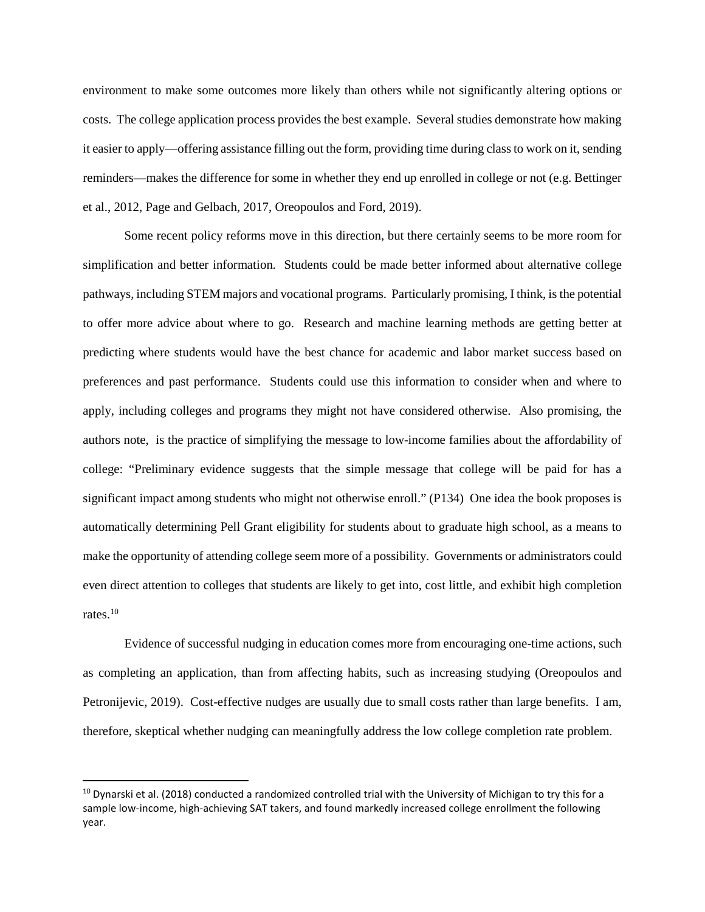environment to make some outcomes more likely than others while not significantly altering options or costs. The college application process provides the best example. Several studies demonstrate how making it easier to apply—offering assistance filling out the form, providing time during class to work on it, sending reminders—makes the difference for some in whether they end up enrolled in college or not (e.g. Bettinger et al., 2012, Page and Gelbach, 2017, Oreopoulos and Ford, 2019).

Some recent policy reforms move in this direction, but there certainly seems to be more room for simplification and better information. Students could be made better informed about alternative college pathways, including STEM majors and vocational programs. Particularly promising, I think, is the potential to offer more advice about where to go. Research and machine learning methods are getting better at predicting where students would have the best chance for academic and labor market success based on preferences and past performance. Students could use this information to consider when and where to apply, including colleges and programs they might not have considered otherwise. Also promising, the authors note, is the practice of simplifying the message to low-income families about the affordability of college: "Preliminary evidence suggests that the simple message that college will be paid for has a significant impact among students who might not otherwise enroll." (P134) One idea the book proposes is automatically determining Pell Grant eligibility for students about to graduate high school, as a means to make the opportunity of attending college seem more of a possibility. Governments or administrators could even direct attention to colleges that students are likely to get into, cost little, and exhibit high completion rates.[10]

Evidence of successful nudging in education comes more from encouraging one-time actions, such as completing an application, than from affecting habits, such as increasing studying (Oreopoulos and Petronijevic, 2019). Cost-effective nudges are usually due to small costs rather than large benefits. I am, therefore, skeptical whether nudging can meaningfully address the low college completion rate problem.

---

[10] Dynarski et al. (2018) conducted a randomized controlled trial with the University of Michigan to try this for a sample low-income, high-achieving SAT takers, and found markedly increased college enrollment the following year.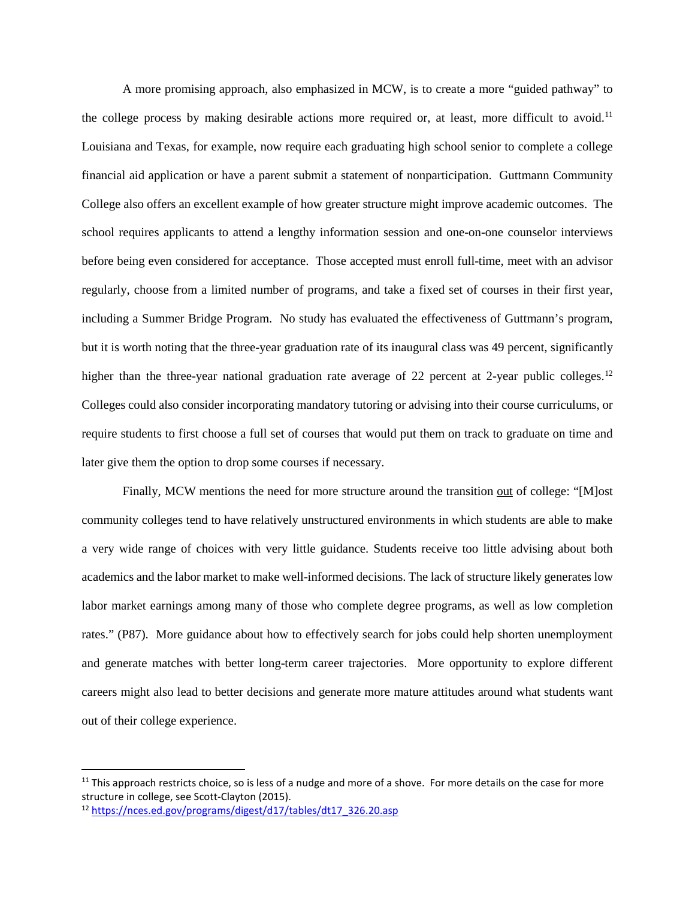A more promising approach, also emphasized in MCW, is to create a more "guided pathway" to the college process by making desirable actions more required or, at least, more difficult to avoid.[11] Louisiana and Texas, for example, now require each graduating high school senior to complete a college financial aid application or have a parent submit a statement of nonparticipation. Guttmann Community College also offers an excellent example of how greater structure might improve academic outcomes. The school requires applicants to attend a lengthy information session and one-on-one counselor interviews before being even considered for acceptance. Those accepted must enroll full-time, meet with an advisor regularly, choose from a limited number of programs, and take a fixed set of courses in their first year, including a Summer Bridge Program. No study has evaluated the effectiveness of Guttmann's program, but it is worth noting that the three-year graduation rate of its inaugural class was 49 percent, significantly higher than the three-year national graduation rate average of 22 percent at 2-year public colleges.[12] Colleges could also consider incorporating mandatory tutoring or advising into their course curriculums, or require students to first choose a full set of courses that would put them on track to graduate on time and later give them the option to drop some courses if necessary.

Finally, MCW mentions the need for more structure around the transition <u>out</u> of college: "[M]ost community colleges tend to have relatively unstructured environments in which students are able to make a very wide range of choices with very little guidance. Students receive too little advising about both academics and the labor market to make well-informed decisions. The lack of structure likely generates low labor market earnings among many of those who complete degree programs, as well as low completion rates." (P87). More guidance about how to effectively search for jobs could help shorten unemployment and generate matches with better long-term career trajectories. More opportunity to explore different careers might also lead to better decisions and generate more mature attitudes around what students want out of their college experience.

---

[11] This approach restricts choice, so is less of a nudge and more of a shove. For more details on the case for more structure in college, see Scott-Clayton (2015).

[12] https://nces.ed.gov/programs/digest/d17/tables/dt17_326.20.asp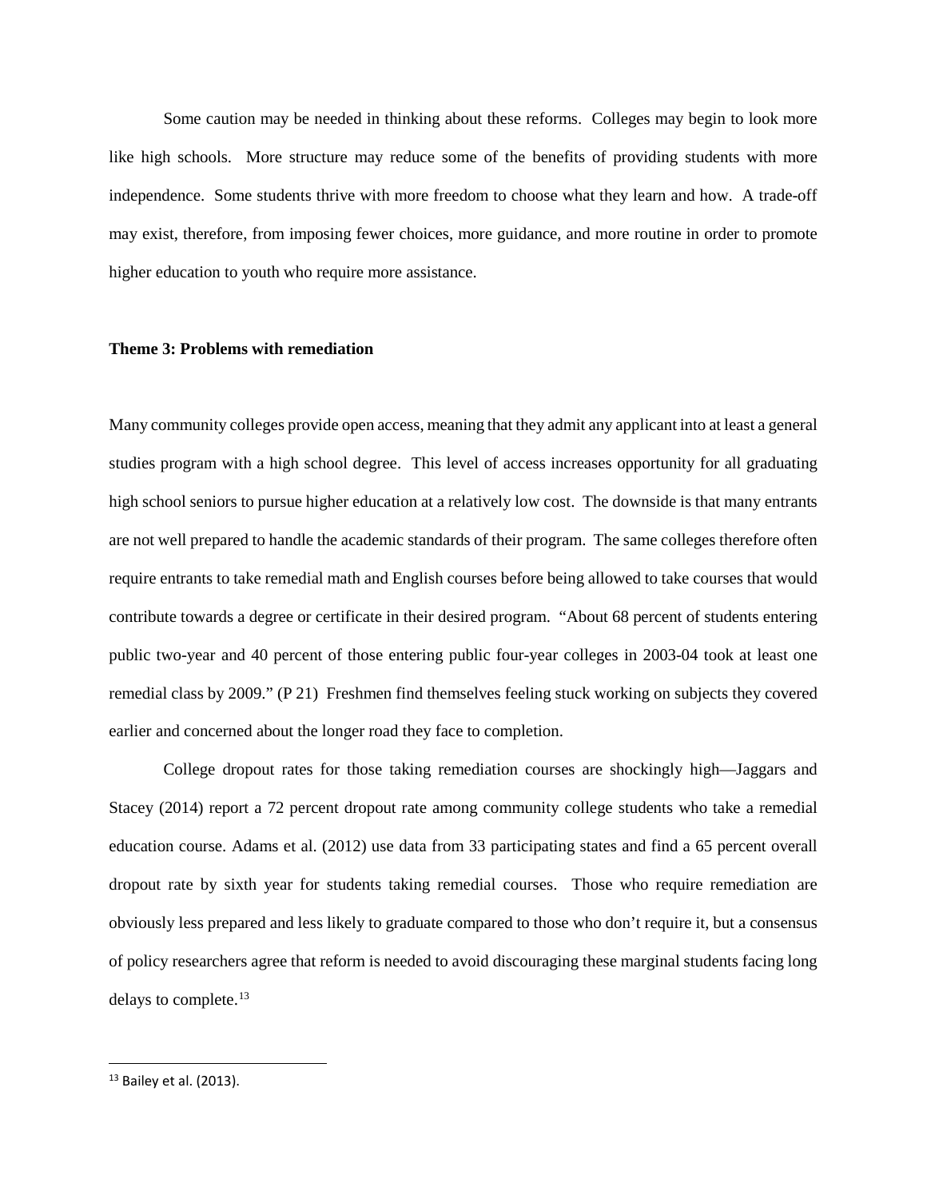Some caution may be needed in thinking about these reforms. Colleges may begin to look more like high schools. More structure may reduce some of the benefits of providing students with more independence. Some students thrive with more freedom to choose what they learn and how. A trade-off may exist, therefore, from imposing fewer choices, more guidance, and more routine in order to promote higher education to youth who require more assistance.

**Theme 3: Problems with remediation**

Many community colleges provide open access, meaning that they admit any applicant into at least a general studies program with a high school degree. This level of access increases opportunity for all graduating high school seniors to pursue higher education at a relatively low cost. The downside is that many entrants are not well prepared to handle the academic standards of their program. The same colleges therefore often require entrants to take remedial math and English courses before being allowed to take courses that would contribute towards a degree or certificate in their desired program. "About 68 percent of students entering public two-year and 40 percent of those entering public four-year colleges in 2003-04 took at least one remedial class by 2009." (P 21) Freshmen find themselves feeling stuck working on subjects they covered earlier and concerned about the longer road they face to completion.

College dropout rates for those taking remediation courses are shockingly high—Jaggars and Stacey (2014) report a 72 percent dropout rate among community college students who take a remedial education course. Adams et al. (2012) use data from 33 participating states and find a 65 percent overall dropout rate by sixth year for students taking remedial courses. Those who require remediation are obviously less prepared and less likely to graduate compared to those who don't require it, but a consensus of policy researchers agree that reform is needed to avoid discouraging these marginal students facing long delays to complete.[13]

[13] Bailey et al. (2013).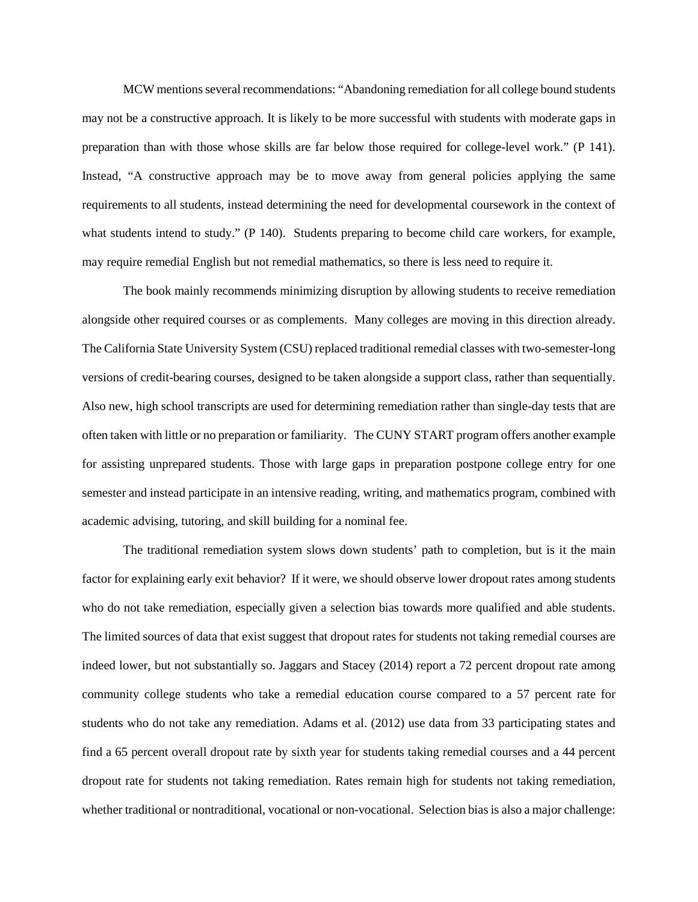MCW mentions several recommendations: "Abandoning remediation for all college bound students may not be a constructive approach. It is likely to be more successful with students with moderate gaps in preparation than with those whose skills are far below those required for college-level work." (P 141). Instead, "A constructive approach may be to move away from general policies applying the same requirements to all students, instead determining the need for developmental coursework in the context of what students intend to study." (P 140). Students preparing to become child care workers, for example, may require remedial English but not remedial mathematics, so there is less need to require it.

The book mainly recommends minimizing disruption by allowing students to receive remediation alongside other required courses or as complements. Many colleges are moving in this direction already. The California State University System (CSU) replaced traditional remedial classes with two-semester-long versions of credit-bearing courses, designed to be taken alongside a support class, rather than sequentially. Also new, high school transcripts are used for determining remediation rather than single-day tests that are often taken with little or no preparation or familiarity. The CUNY START program offers another example for assisting unprepared students. Those with large gaps in preparation postpone college entry for one semester and instead participate in an intensive reading, writing, and mathematics program, combined with academic advising, tutoring, and skill building for a nominal fee.

The traditional remediation system slows down students' path to completion, but is it the main factor for explaining early exit behavior? If it were, we should observe lower dropout rates among students who do not take remediation, especially given a selection bias towards more qualified and able students. The limited sources of data that exist suggest that dropout rates for students not taking remedial courses are indeed lower, but not substantially so. Jaggars and Stacey (2014) report a 72 percent dropout rate among community college students who take a remedial education course compared to a 57 percent rate for students who do not take any remediation. Adams et al. (2012) use data from 33 participating states and find a 65 percent overall dropout rate by sixth year for students taking remedial courses and a 44 percent dropout rate for students not taking remediation. Rates remain high for students not taking remediation, whether traditional or nontraditional, vocational or non-vocational. Selection bias is also a major challenge: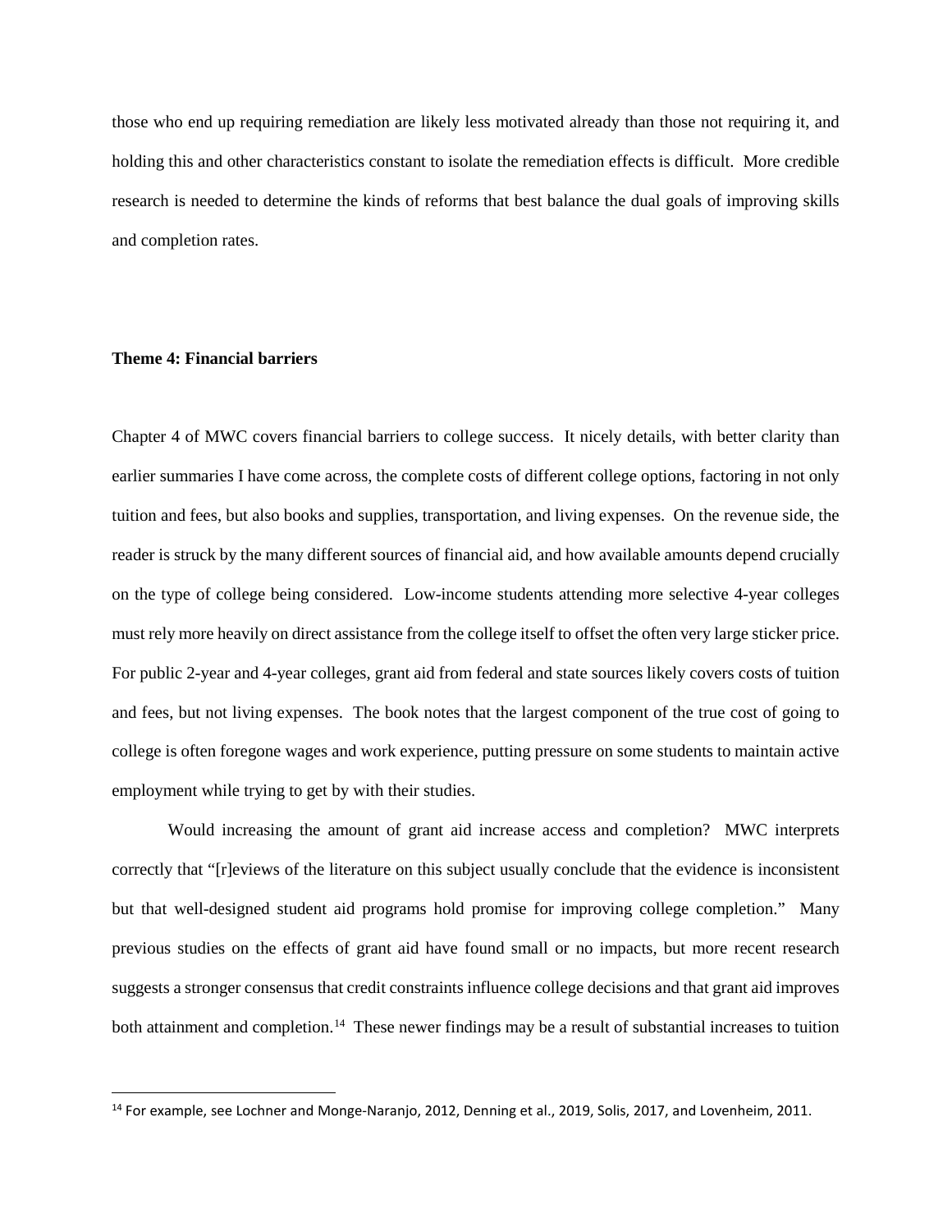those who end up requiring remediation are likely less motivated already than those not requiring it, and holding this and other characteristics constant to isolate the remediation effects is difficult. More credible research is needed to determine the kinds of reforms that best balance the dual goals of improving skills and completion rates.

**Theme 4: Financial barriers**

Chapter 4 of MWC covers financial barriers to college success. It nicely details, with better clarity than earlier summaries I have come across, the complete costs of different college options, factoring in not only tuition and fees, but also books and supplies, transportation, and living expenses. On the revenue side, the reader is struck by the many different sources of financial aid, and how available amounts depend crucially on the type of college being considered. Low-income students attending more selective 4-year colleges must rely more heavily on direct assistance from the college itself to offset the often very large sticker price. For public 2-year and 4-year colleges, grant aid from federal and state sources likely covers costs of tuition and fees, but not living expenses. The book notes that the largest component of the true cost of going to college is often foregone wages and work experience, putting pressure on some students to maintain active employment while trying to get by with their studies.

Would increasing the amount of grant aid increase access and completion? MWC interprets correctly that "[r]eviews of the literature on this subject usually conclude that the evidence is inconsistent but that well-designed student aid programs hold promise for improving college completion." Many previous studies on the effects of grant aid have found small or no impacts, but more recent research suggests a stronger consensus that credit constraints influence college decisions and that grant aid improves both attainment and completion.[14] These newer findings may be a result of substantial increases to tuition

[14] For example, see Lochner and Monge-Naranjo, 2012, Denning et al., 2019, Solis, 2017, and Lovenheim, 2011.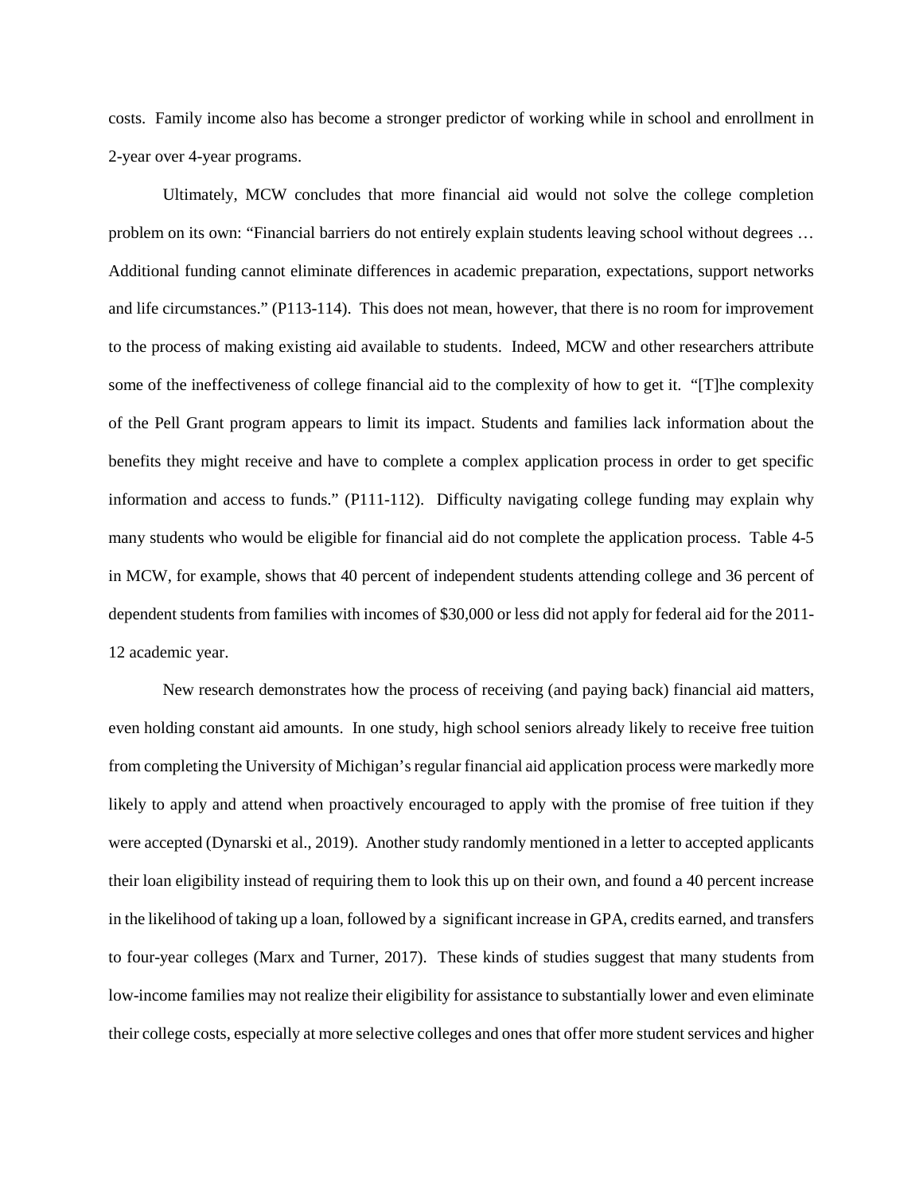costs. Family income also has become a stronger predictor of working while in school and enrollment in 2-year over 4-year programs.

Ultimately, MCW concludes that more financial aid would not solve the college completion problem on its own: "Financial barriers do not entirely explain students leaving school without degrees … Additional funding cannot eliminate differences in academic preparation, expectations, support networks and life circumstances." (P113-114). This does not mean, however, that there is no room for improvement to the process of making existing aid available to students. Indeed, MCW and other researchers attribute some of the ineffectiveness of college financial aid to the complexity of how to get it. "[T]he complexity of the Pell Grant program appears to limit its impact. Students and families lack information about the benefits they might receive and have to complete a complex application process in order to get specific information and access to funds." (P111-112). Difficulty navigating college funding may explain why many students who would be eligible for financial aid do not complete the application process. Table 4-5 in MCW, for example, shows that 40 percent of independent students attending college and 36 percent of dependent students from families with incomes of $30,000 or less did not apply for federal aid for the 2011-12 academic year.

New research demonstrates how the process of receiving (and paying back) financial aid matters, even holding constant aid amounts. In one study, high school seniors already likely to receive free tuition from completing the University of Michigan's regular financial aid application process were markedly more likely to apply and attend when proactively encouraged to apply with the promise of free tuition if they were accepted (Dynarski et al., 2019). Another study randomly mentioned in a letter to accepted applicants their loan eligibility instead of requiring them to look this up on their own, and found a 40 percent increase in the likelihood of taking up a loan, followed by a significant increase in GPA, credits earned, and transfers to four-year colleges (Marx and Turner, 2017). These kinds of studies suggest that many students from low-income families may not realize their eligibility for assistance to substantially lower and even eliminate their college costs, especially at more selective colleges and ones that offer more student services and higher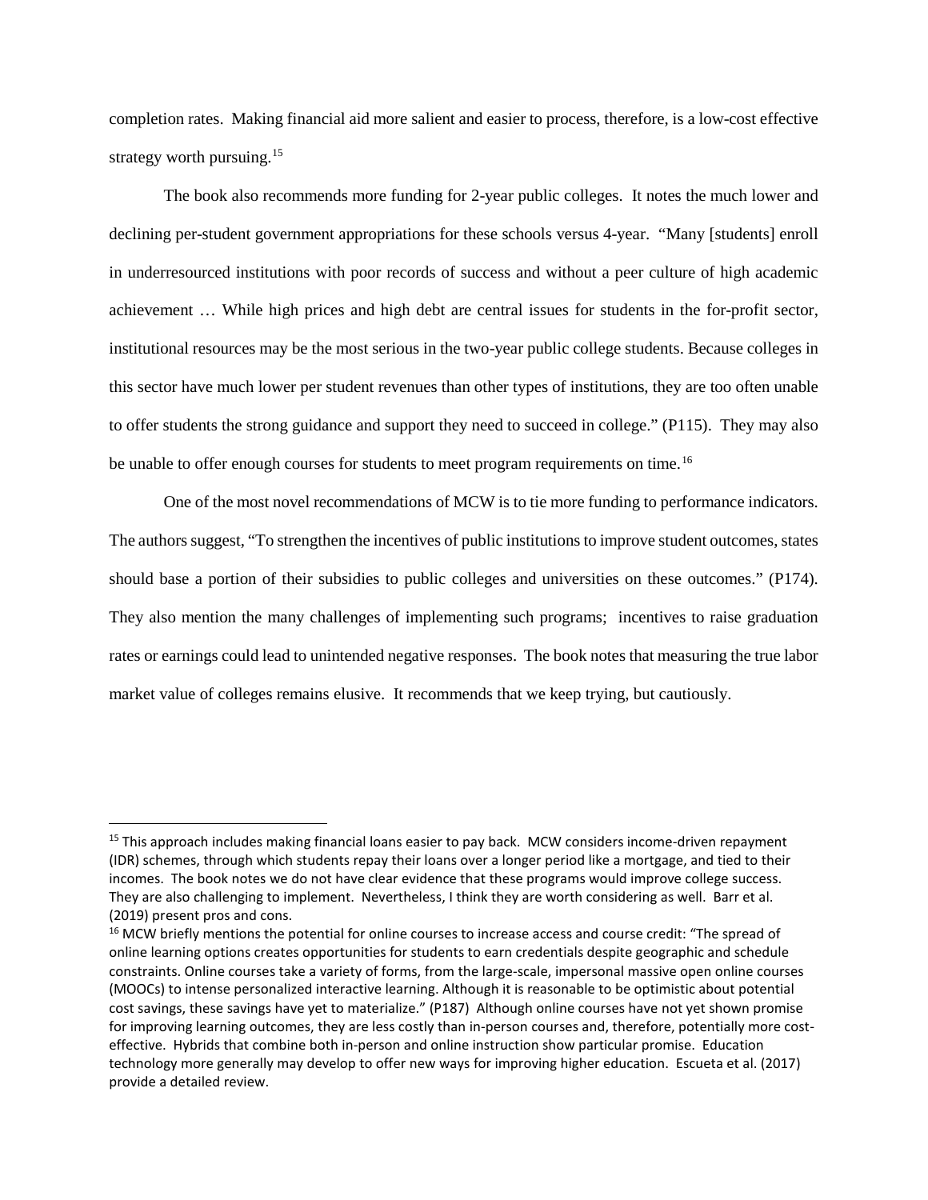completion rates. Making financial aid more salient and easier to process, therefore, is a low-cost effective strategy worth pursuing.[15]

The book also recommends more funding for 2-year public colleges. It notes the much lower and declining per-student government appropriations for these schools versus 4-year. "Many [students] enroll in underresourced institutions with poor records of success and without a peer culture of high academic achievement … While high prices and high debt are central issues for students in the for-profit sector, institutional resources may be the most serious in the two-year public college students. Because colleges in this sector have much lower per student revenues than other types of institutions, they are too often unable to offer students the strong guidance and support they need to succeed in college." (P115). They may also be unable to offer enough courses for students to meet program requirements on time.[16]

One of the most novel recommendations of MCW is to tie more funding to performance indicators. The authors suggest, "To strengthen the incentives of public institutions to improve student outcomes, states should base a portion of their subsidies to public colleges and universities on these outcomes." (P174). They also mention the many challenges of implementing such programs; incentives to raise graduation rates or earnings could lead to unintended negative responses. The book notes that measuring the true labor market value of colleges remains elusive. It recommends that we keep trying, but cautiously.

---

[15] This approach includes making financial loans easier to pay back. MCW considers income-driven repayment (IDR) schemes, through which students repay their loans over a longer period like a mortgage, and tied to their incomes. The book notes we do not have clear evidence that these programs would improve college success. They are also challenging to implement. Nevertheless, I think they are worth considering as well. Barr et al. (2019) present pros and cons.

[16] MCW briefly mentions the potential for online courses to increase access and course credit: "The spread of online learning options creates opportunities for students to earn credentials despite geographic and schedule constraints. Online courses take a variety of forms, from the large-scale, impersonal massive open online courses (MOOCs) to intense personalized interactive learning. Although it is reasonable to be optimistic about potential cost savings, these savings have yet to materialize." (P187) Although online courses have not yet shown promise for improving learning outcomes, they are less costly than in-person courses and, therefore, potentially more cost-effective. Hybrids that combine both in-person and online instruction show particular promise. Education technology more generally may develop to offer new ways for improving higher education. Escueta et al. (2017) provide a detailed review.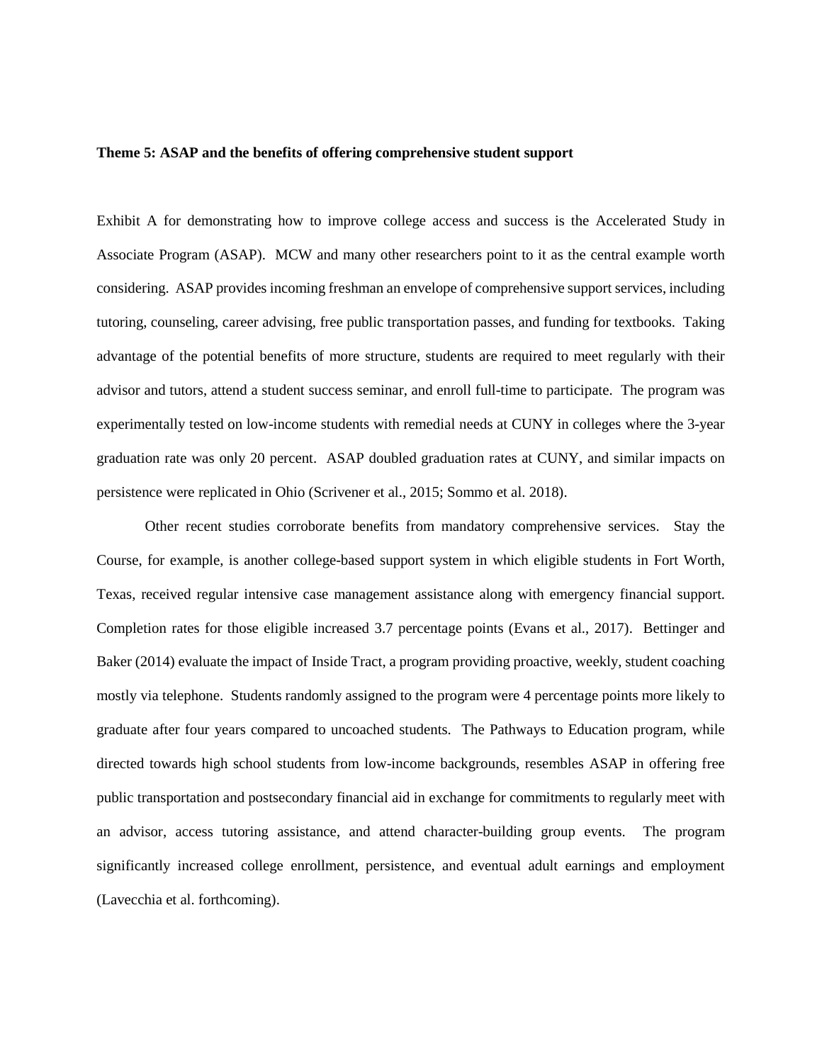**Theme 5: ASAP and the benefits of offering comprehensive student support**

Exhibit A for demonstrating how to improve college access and success is the Accelerated Study in Associate Program (ASAP). MCW and many other researchers point to it as the central example worth considering. ASAP provides incoming freshman an envelope of comprehensive support services, including tutoring, counseling, career advising, free public transportation passes, and funding for textbooks. Taking advantage of the potential benefits of more structure, students are required to meet regularly with their advisor and tutors, attend a student success seminar, and enroll full-time to participate. The program was experimentally tested on low-income students with remedial needs at CUNY in colleges where the 3-year graduation rate was only 20 percent. ASAP doubled graduation rates at CUNY, and similar impacts on persistence were replicated in Ohio (Scrivener et al., 2015; Sommo et al. 2018).

Other recent studies corroborate benefits from mandatory comprehensive services. Stay the Course, for example, is another college-based support system in which eligible students in Fort Worth, Texas, received regular intensive case management assistance along with emergency financial support. Completion rates for those eligible increased 3.7 percentage points (Evans et al., 2017). Bettinger and Baker (2014) evaluate the impact of Inside Tract, a program providing proactive, weekly, student coaching mostly via telephone. Students randomly assigned to the program were 4 percentage points more likely to graduate after four years compared to uncoached students. The Pathways to Education program, while directed towards high school students from low-income backgrounds, resembles ASAP in offering free public transportation and postsecondary financial aid in exchange for commitments to regularly meet with an advisor, access tutoring assistance, and attend character-building group events. The program significantly increased college enrollment, persistence, and eventual adult earnings and employment (Lavecchia et al. forthcoming).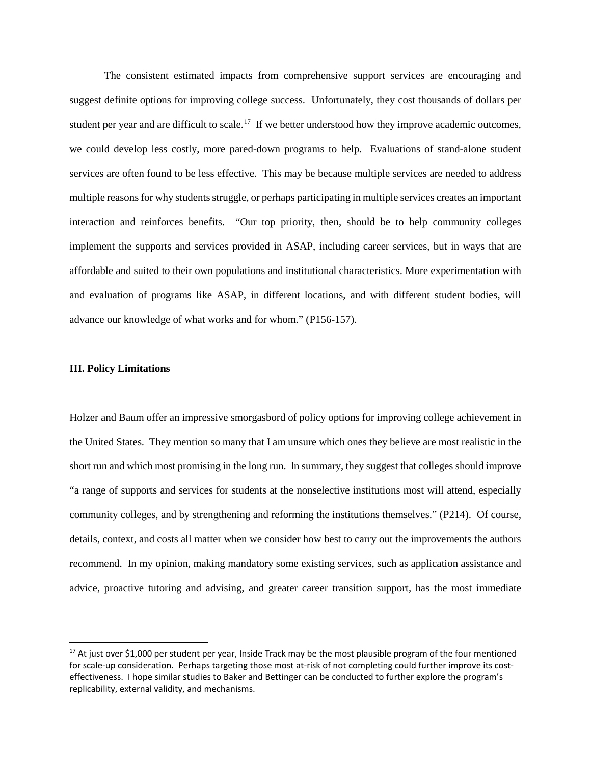The consistent estimated impacts from comprehensive support services are encouraging and suggest definite options for improving college success. Unfortunately, they cost thousands of dollars per student per year and are difficult to scale.[17] If we better understood how they improve academic outcomes, we could develop less costly, more pared-down programs to help. Evaluations of stand-alone student services are often found to be less effective. This may be because multiple services are needed to address multiple reasons for why students struggle, or perhaps participating in multiple services creates an important interaction and reinforces benefits. "Our top priority, then, should be to help community colleges implement the supports and services provided in ASAP, including career services, but in ways that are affordable and suited to their own populations and institutional characteristics. More experimentation with and evaluation of programs like ASAP, in different locations, and with different student bodies, will advance our knowledge of what works and for whom." (P156-157).

**III. Policy Limitations**

Holzer and Baum offer an impressive smorgasbord of policy options for improving college achievement in the United States. They mention so many that I am unsure which ones they believe are most realistic in the short run and which most promising in the long run. In summary, they suggest that colleges should improve "a range of supports and services for students at the nonselective institutions most will attend, especially community colleges, and by strengthening and reforming the institutions themselves." (P214). Of course, details, context, and costs all matter when we consider how best to carry out the improvements the authors recommend. In my opinion, making mandatory some existing services, such as application assistance and advice, proactive tutoring and advising, and greater career transition support, has the most immediate

[17] At just over $1,000 per student per year, Inside Track may be the most plausible program of the four mentioned for scale-up consideration. Perhaps targeting those most at-risk of not completing could further improve its cost-effectiveness. I hope similar studies to Baker and Bettinger can be conducted to further explore the program's replicability, external validity, and mechanisms.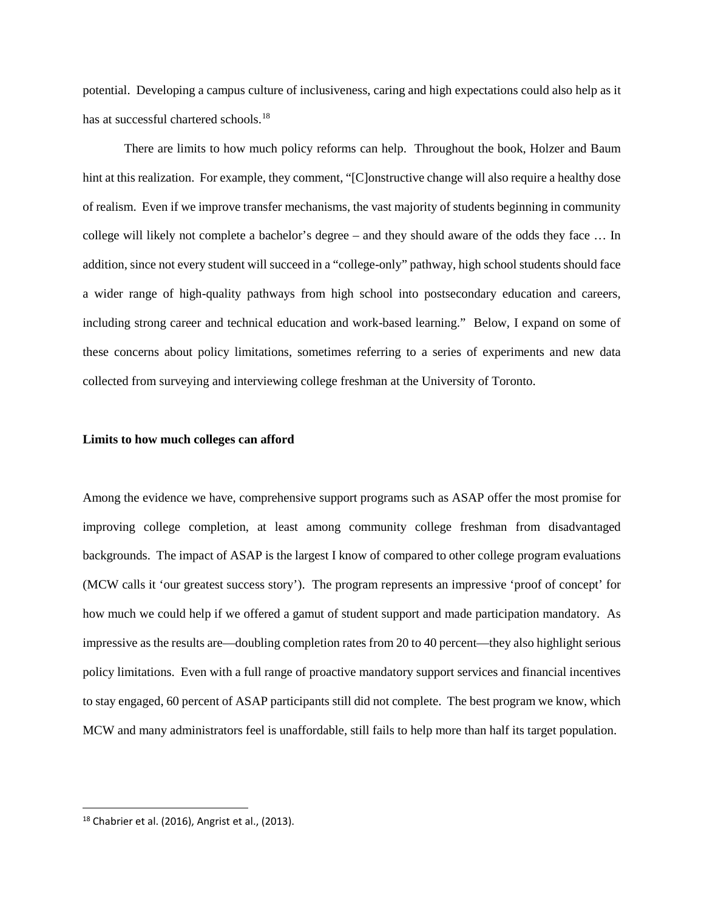potential. Developing a campus culture of inclusiveness, caring and high expectations could also help as it has at successful chartered schools.[18]

There are limits to how much policy reforms can help. Throughout the book, Holzer and Baum hint at this realization. For example, they comment, "[C]onstructive change will also require a healthy dose of realism. Even if we improve transfer mechanisms, the vast majority of students beginning in community college will likely not complete a bachelor's degree – and they should aware of the odds they face … In addition, since not every student will succeed in a "college-only" pathway, high school students should face a wider range of high-quality pathways from high school into postsecondary education and careers, including strong career and technical education and work-based learning." Below, I expand on some of these concerns about policy limitations, sometimes referring to a series of experiments and new data collected from surveying and interviewing college freshman at the University of Toronto.

**Limits to how much colleges can afford**

Among the evidence we have, comprehensive support programs such as ASAP offer the most promise for improving college completion, at least among community college freshman from disadvantaged backgrounds. The impact of ASAP is the largest I know of compared to other college program evaluations (MCW calls it 'our greatest success story'). The program represents an impressive 'proof of concept' for how much we could help if we offered a gamut of student support and made participation mandatory. As impressive as the results are—doubling completion rates from 20 to 40 percent—they also highlight serious policy limitations. Even with a full range of proactive mandatory support services and financial incentives to stay engaged, 60 percent of ASAP participants still did not complete. The best program we know, which MCW and many administrators feel is unaffordable, still fails to help more than half its target population.

[18] Chabrier et al. (2016), Angrist et al., (2013).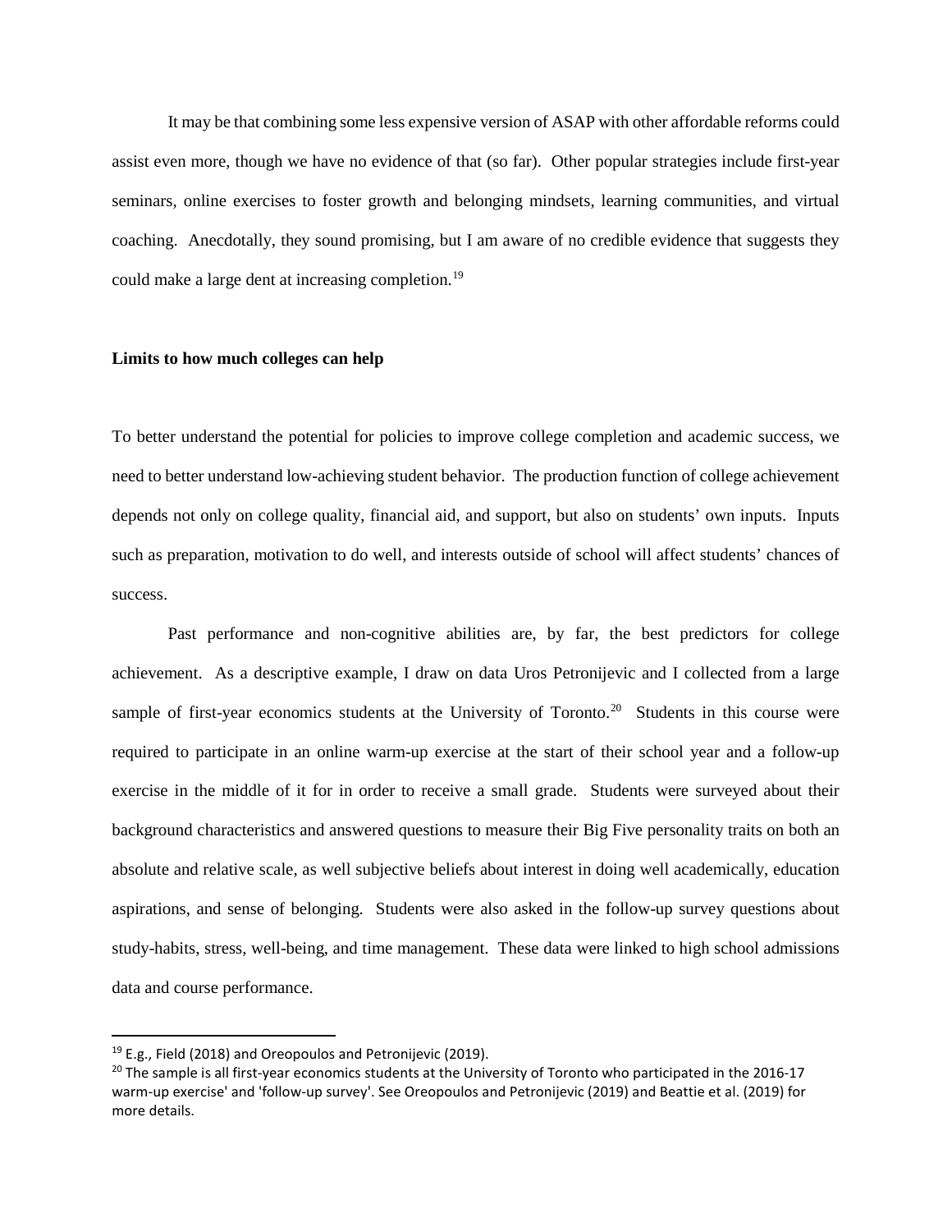It may be that combining some less expensive version of ASAP with other affordable reforms could assist even more, though we have no evidence of that (so far). Other popular strategies include first-year seminars, online exercises to foster growth and belonging mindsets, learning communities, and virtual coaching. Anecdotally, they sound promising, but I am aware of no credible evidence that suggests they could make a large dent at increasing completion.[19]

**Limits to how much colleges can help**

To better understand the potential for policies to improve college completion and academic success, we need to better understand low-achieving student behavior. The production function of college achievement depends not only on college quality, financial aid, and support, but also on students' own inputs. Inputs such as preparation, motivation to do well, and interests outside of school will affect students' chances of success.

Past performance and non-cognitive abilities are, by far, the best predictors for college achievement. As a descriptive example, I draw on data Uros Petronijevic and I collected from a large sample of first-year economics students at the University of Toronto.[20] Students in this course were required to participate in an online warm-up exercise at the start of their school year and a follow-up exercise in the middle of it for in order to receive a small grade. Students were surveyed about their background characteristics and answered questions to measure their Big Five personality traits on both an absolute and relative scale, as well subjective beliefs about interest in doing well academically, education aspirations, and sense of belonging. Students were also asked in the follow-up survey questions about study-habits, stress, well-being, and time management. These data were linked to high school admissions data and course performance.

---

[19] E.g., Field (2018) and Oreopoulos and Petronijevic (2019).

[20] The sample is all first-year economics students at the University of Toronto who participated in the 2016-17 warm-up exercise' and 'follow-up survey'. See Oreopoulos and Petronijevic (2019) and Beattie et al. (2019) for more details.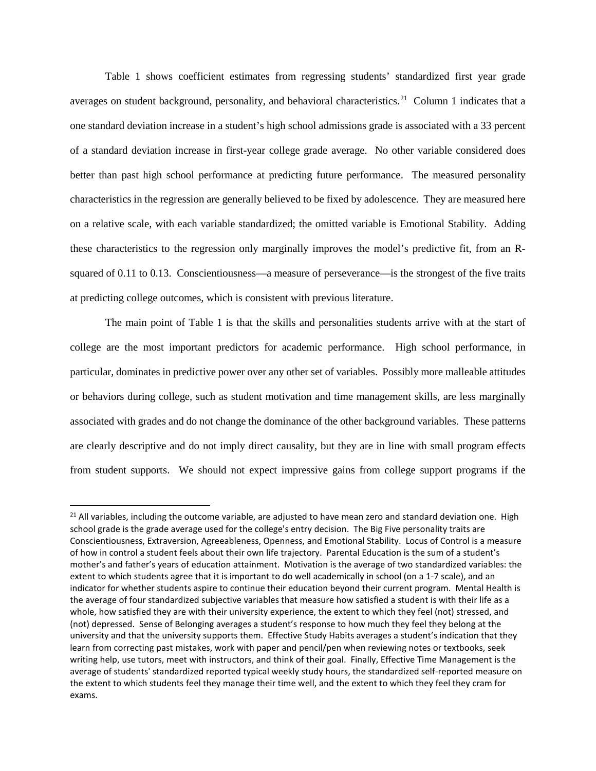Table 1 shows coefficient estimates from regressing students' standardized first year grade averages on student background, personality, and behavioral characteristics.[21] Column 1 indicates that a one standard deviation increase in a student's high school admissions grade is associated with a 33 percent of a standard deviation increase in first-year college grade average. No other variable considered does better than past high school performance at predicting future performance. The measured personality characteristics in the regression are generally believed to be fixed by adolescence. They are measured here on a relative scale, with each variable standardized; the omitted variable is Emotional Stability. Adding these characteristics to the regression only marginally improves the model's predictive fit, from an R-squared of 0.11 to 0.13. Conscientiousness—a measure of perseverance—is the strongest of the five traits at predicting college outcomes, which is consistent with previous literature.

The main point of Table 1 is that the skills and personalities students arrive with at the start of college are the most important predictors for academic performance. High school performance, in particular, dominates in predictive power over any other set of variables. Possibly more malleable attitudes or behaviors during college, such as student motivation and time management skills, are less marginally associated with grades and do not change the dominance of the other background variables. These patterns are clearly descriptive and do not imply direct causality, but they are in line with small program effects from student supports. We should not expect impressive gains from college support programs if the

[21] All variables, including the outcome variable, are adjusted to have mean zero and standard deviation one. High school grade is the grade average used for the college's entry decision. The Big Five personality traits are Conscientiousness, Extraversion, Agreeableness, Openness, and Emotional Stability. Locus of Control is a measure of how in control a student feels about their own life trajectory. Parental Education is the sum of a student's mother's and father's years of education attainment. Motivation is the average of two standardized variables: the extent to which students agree that it is important to do well academically in school (on a 1-7 scale), and an indicator for whether students aspire to continue their education beyond their current program. Mental Health is the average of four standardized subjective variables that measure how satisfied a student is with their life as a whole, how satisfied they are with their university experience, the extent to which they feel (not) stressed, and (not) depressed. Sense of Belonging averages a student's response to how much they feel they belong at the university and that the university supports them. Effective Study Habits averages a student's indication that they learn from correcting past mistakes, work with paper and pencil/pen when reviewing notes or textbooks, seek writing help, use tutors, meet with instructors, and think of their goal. Finally, Effective Time Management is the average of students' standardized reported typical weekly study hours, the standardized self-reported measure on the extent to which students feel they manage their time well, and the extent to which they feel they cram for exams.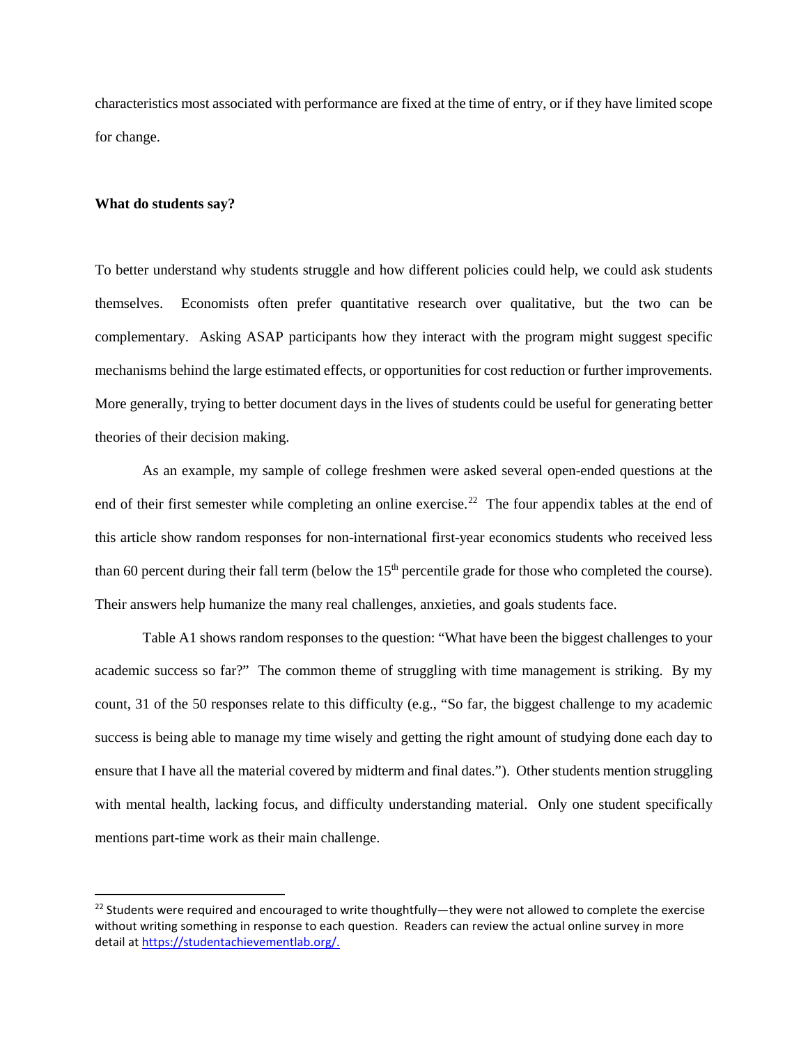characteristics most associated with performance are fixed at the time of entry, or if they have limited scope for change.

**What do students say?**

To better understand why students struggle and how different policies could help, we could ask students themselves. Economists often prefer quantitative research over qualitative, but the two can be complementary. Asking ASAP participants how they interact with the program might suggest specific mechanisms behind the large estimated effects, or opportunities for cost reduction or further improvements. More generally, trying to better document days in the lives of students could be useful for generating better theories of their decision making.

As an example, my sample of college freshmen were asked several open-ended questions at the end of their first semester while completing an online exercise.[22] The four appendix tables at the end of this article show random responses for non-international first-year economics students who received less than 60 percent during their fall term (below the 15th percentile grade for those who completed the course). Their answers help humanize the many real challenges, anxieties, and goals students face.

Table A1 shows random responses to the question: "What have been the biggest challenges to your academic success so far?" The common theme of struggling with time management is striking. By my count, 31 of the 50 responses relate to this difficulty (e.g., "So far, the biggest challenge to my academic success is being able to manage my time wisely and getting the right amount of studying done each day to ensure that I have all the material covered by midterm and final dates."). Other students mention struggling with mental health, lacking focus, and difficulty understanding material. Only one student specifically mentions part-time work as their main challenge.

[22] Students were required and encouraged to write thoughtfully—they were not allowed to complete the exercise without writing something in response to each question. Readers can review the actual online survey in more detail at https://studentachievementlab.org/.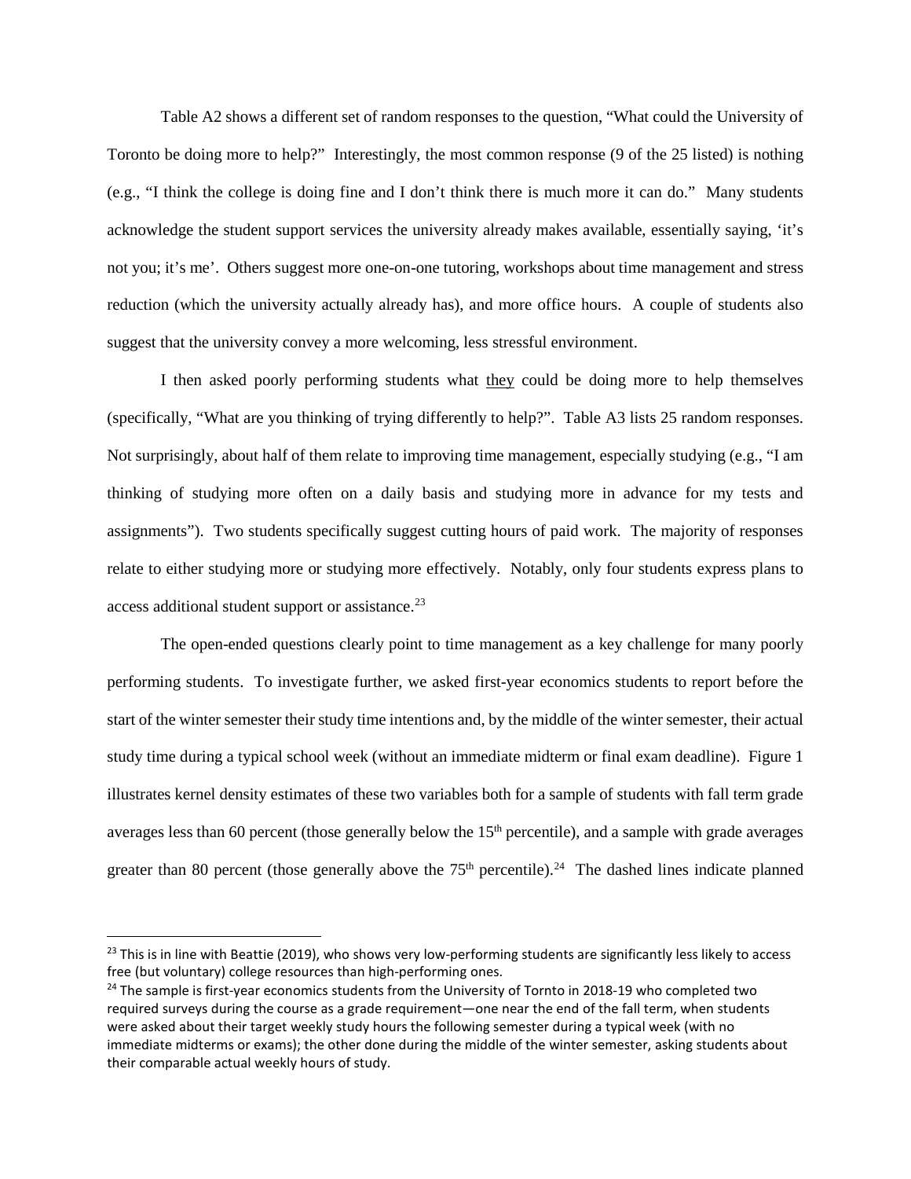Table A2 shows a different set of random responses to the question, "What could the University of Toronto be doing more to help?" Interestingly, the most common response (9 of the 25 listed) is nothing (e.g., "I think the college is doing fine and I don't think there is much more it can do." Many students acknowledge the student support services the university already makes available, essentially saying, 'it's not you; it's me'. Others suggest more one-on-one tutoring, workshops about time management and stress reduction (which the university actually already has), and more office hours. A couple of students also suggest that the university convey a more welcoming, less stressful environment.

I then asked poorly performing students what <u>they</u> could be doing more to help themselves (specifically, "What are you thinking of trying differently to help?". Table A3 lists 25 random responses. Not surprisingly, about half of them relate to improving time management, especially studying (e.g., "I am thinking of studying more often on a daily basis and studying more in advance for my tests and assignments"). Two students specifically suggest cutting hours of paid work. The majority of responses relate to either studying more or studying more effectively. Notably, only four students express plans to access additional student support or assistance.[23]

The open-ended questions clearly point to time management as a key challenge for many poorly performing students. To investigate further, we asked first-year economics students to report before the start of the winter semester their study time intentions and, by the middle of the winter semester, their actual study time during a typical school week (without an immediate midterm or final exam deadline). Figure 1 illustrates kernel density estimates of these two variables both for a sample of students with fall term grade averages less than 60 percent (those generally below the 15th percentile), and a sample with grade averages greater than 80 percent (those generally above the 75th percentile).[24] The dashed lines indicate planned

---

[23] This is in line with Beattie (2019), who shows very low-performing students are significantly less likely to access free (but voluntary) college resources than high-performing ones.

[24] The sample is first-year economics students from the University of Tornto in 2018-19 who completed two required surveys during the course as a grade requirement—one near the end of the fall term, when students were asked about their target weekly study hours the following semester during a typical week (with no immediate midterms or exams); the other done during the middle of the winter semester, asking students about their comparable actual weekly hours of study.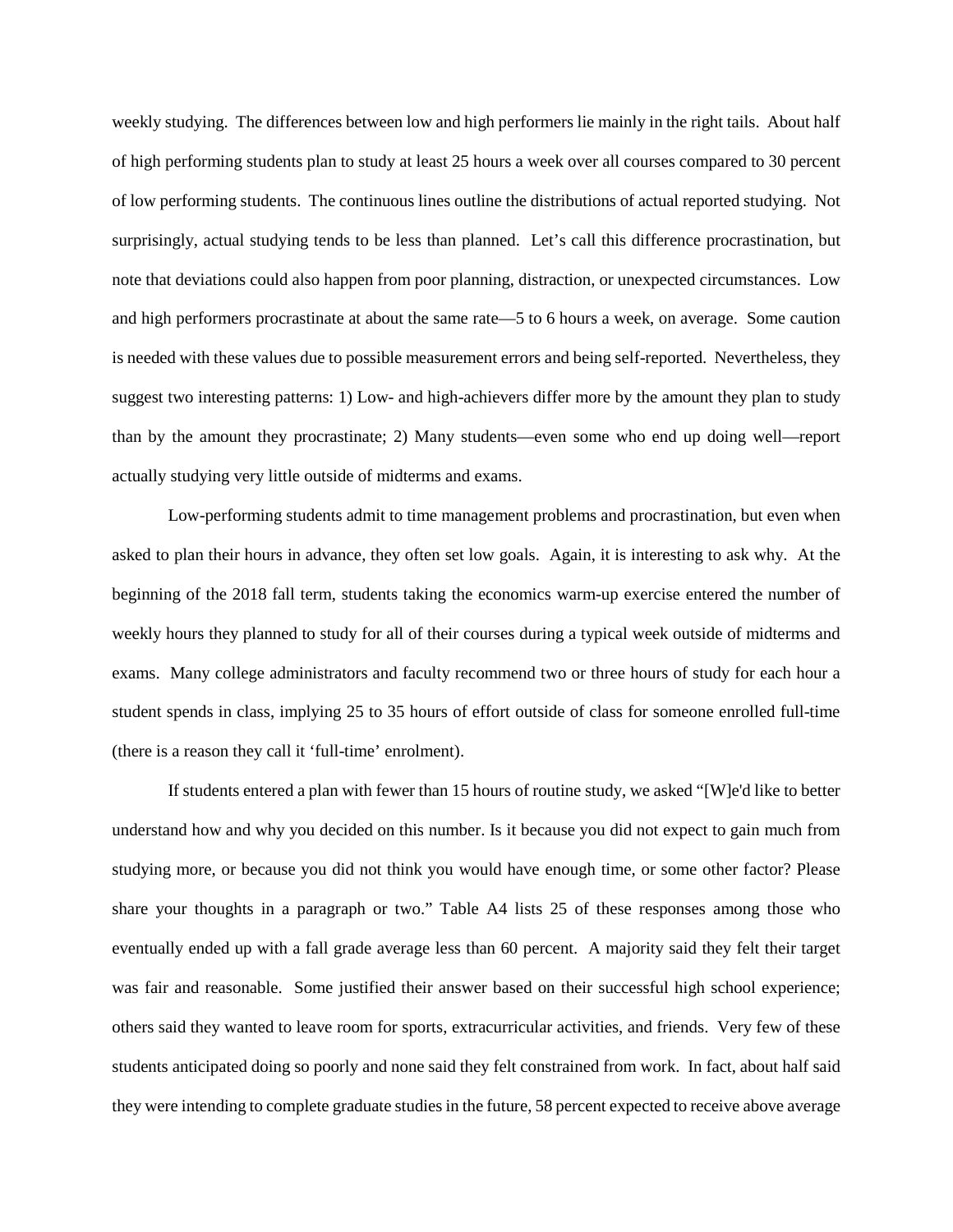weekly studying. The differences between low and high performers lie mainly in the right tails. About half of high performing students plan to study at least 25 hours a week over all courses compared to 30 percent of low performing students. The continuous lines outline the distributions of actual reported studying. Not surprisingly, actual studying tends to be less than planned. Let's call this difference procrastination, but note that deviations could also happen from poor planning, distraction, or unexpected circumstances. Low and high performers procrastinate at about the same rate—5 to 6 hours a week, on average. Some caution is needed with these values due to possible measurement errors and being self-reported. Nevertheless, they suggest two interesting patterns: 1) Low- and high-achievers differ more by the amount they plan to study than by the amount they procrastinate; 2) Many students—even some who end up doing well—report actually studying very little outside of midterms and exams.

Low-performing students admit to time management problems and procrastination, but even when asked to plan their hours in advance, they often set low goals. Again, it is interesting to ask why. At the beginning of the 2018 fall term, students taking the economics warm-up exercise entered the number of weekly hours they planned to study for all of their courses during a typical week outside of midterms and exams. Many college administrators and faculty recommend two or three hours of study for each hour a student spends in class, implying 25 to 35 hours of effort outside of class for someone enrolled full-time (there is a reason they call it 'full-time' enrolment).

If students entered a plan with fewer than 15 hours of routine study, we asked "[W]e'd like to better understand how and why you decided on this number. Is it because you did not expect to gain much from studying more, or because you did not think you would have enough time, or some other factor? Please share your thoughts in a paragraph or two." Table A4 lists 25 of these responses among those who eventually ended up with a fall grade average less than 60 percent. A majority said they felt their target was fair and reasonable. Some justified their answer based on their successful high school experience; others said they wanted to leave room for sports, extracurricular activities, and friends. Very few of these students anticipated doing so poorly and none said they felt constrained from work. In fact, about half said they were intending to complete graduate studies in the future, 58 percent expected to receive above average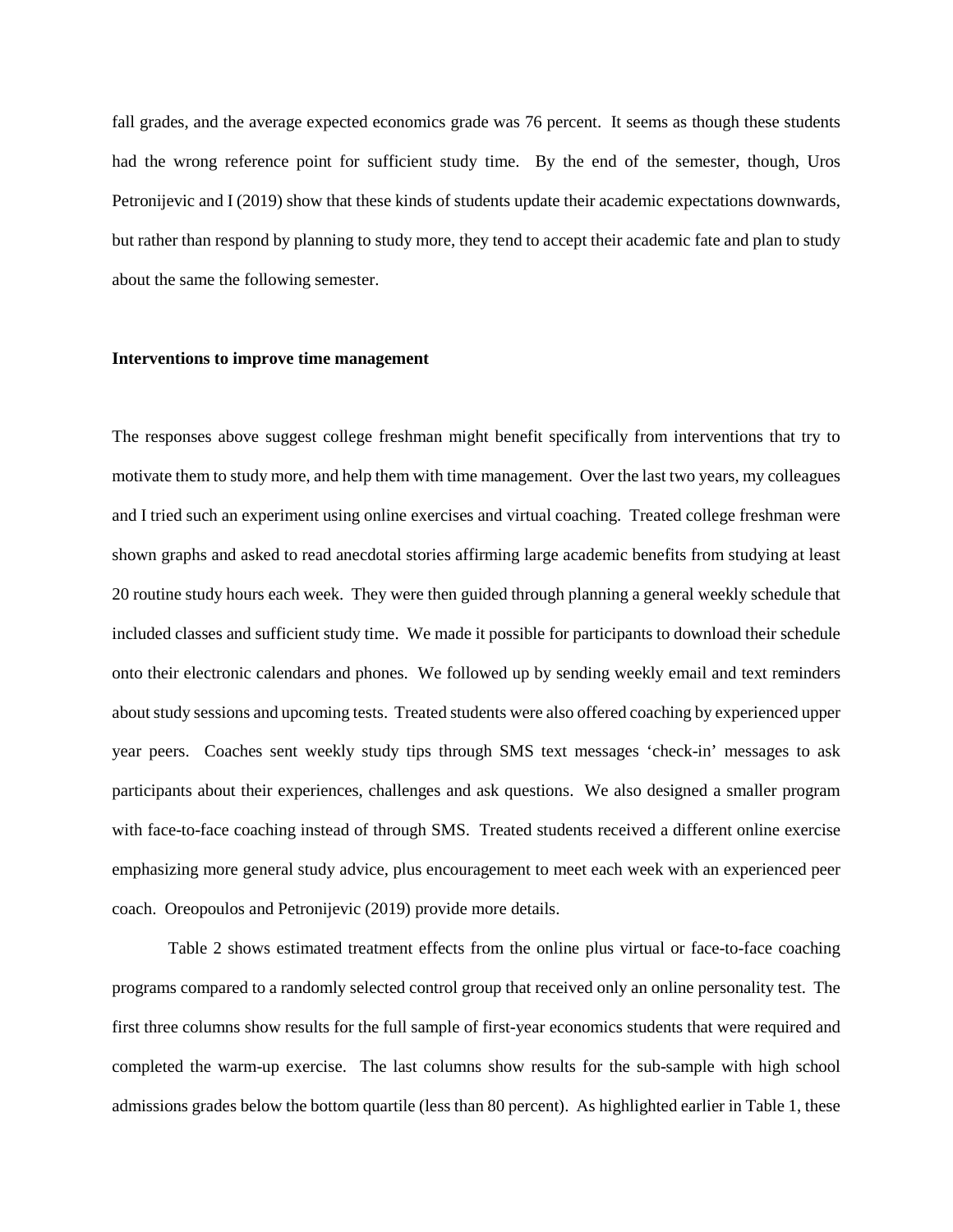fall grades, and the average expected economics grade was 76 percent. It seems as though these students had the wrong reference point for sufficient study time. By the end of the semester, though, Uros Petronijevic and I (2019) show that these kinds of students update their academic expectations downwards, but rather than respond by planning to study more, they tend to accept their academic fate and plan to study about the same the following semester.

**Interventions to improve time management**

The responses above suggest college freshman might benefit specifically from interventions that try to motivate them to study more, and help them with time management. Over the last two years, my colleagues and I tried such an experiment using online exercises and virtual coaching. Treated college freshman were shown graphs and asked to read anecdotal stories affirming large academic benefits from studying at least 20 routine study hours each week. They were then guided through planning a general weekly schedule that included classes and sufficient study time. We made it possible for participants to download their schedule onto their electronic calendars and phones. We followed up by sending weekly email and text reminders about study sessions and upcoming tests. Treated students were also offered coaching by experienced upper year peers. Coaches sent weekly study tips through SMS text messages 'check-in' messages to ask participants about their experiences, challenges and ask questions. We also designed a smaller program with face-to-face coaching instead of through SMS. Treated students received a different online exercise emphasizing more general study advice, plus encouragement to meet each week with an experienced peer coach. Oreopoulos and Petronijevic (2019) provide more details.

Table 2 shows estimated treatment effects from the online plus virtual or face-to-face coaching programs compared to a randomly selected control group that received only an online personality test. The first three columns show results for the full sample of first-year economics students that were required and completed the warm-up exercise. The last columns show results for the sub-sample with high school admissions grades below the bottom quartile (less than 80 percent). As highlighted earlier in Table 1, these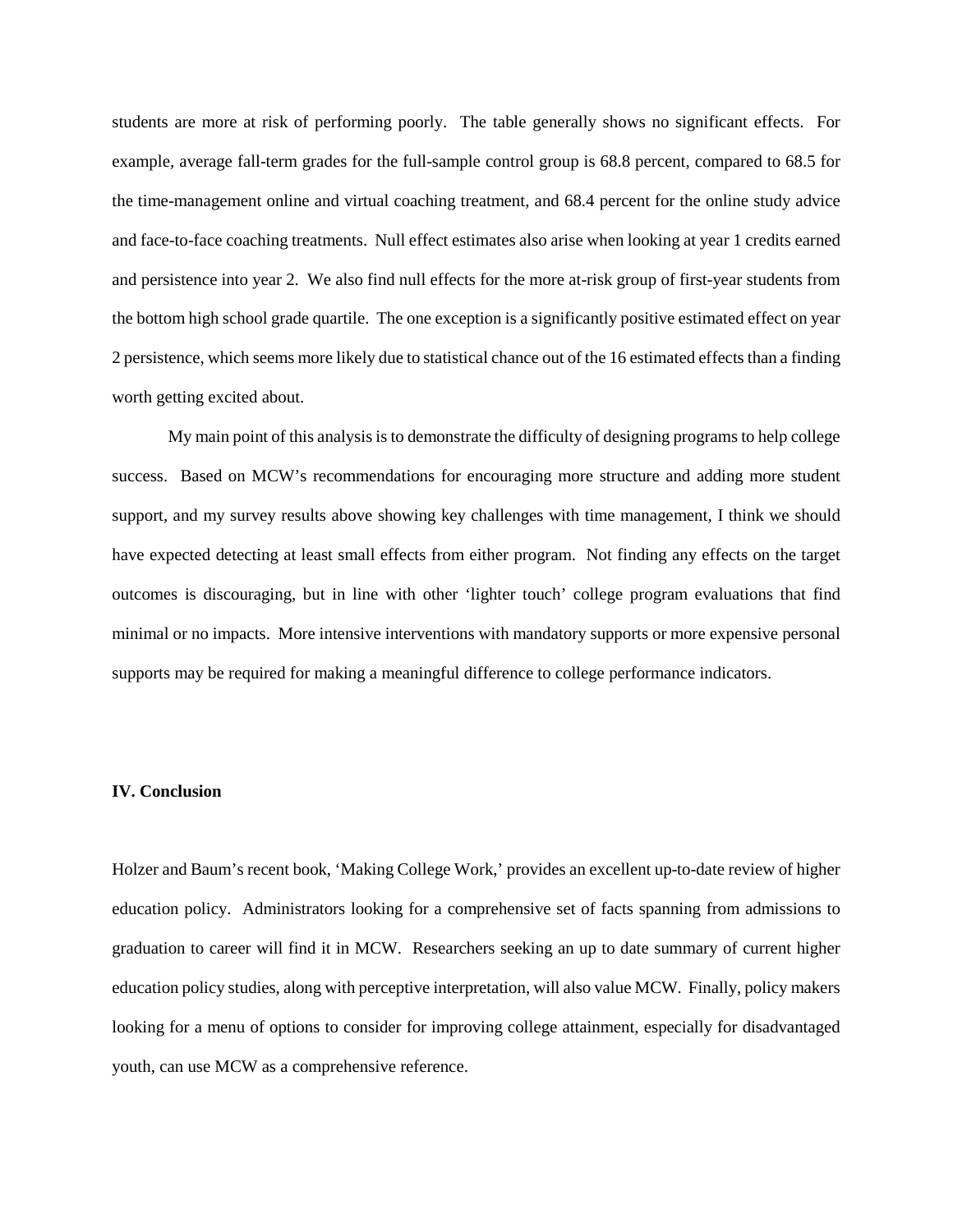students are more at risk of performing poorly. The table generally shows no significant effects. For example, average fall-term grades for the full-sample control group is 68.8 percent, compared to 68.5 for the time-management online and virtual coaching treatment, and 68.4 percent for the online study advice and face-to-face coaching treatments. Null effect estimates also arise when looking at year 1 credits earned and persistence into year 2. We also find null effects for the more at-risk group of first-year students from the bottom high school grade quartile. The one exception is a significantly positive estimated effect on year 2 persistence, which seems more likely due to statistical chance out of the 16 estimated effects than a finding worth getting excited about.

My main point of this analysis is to demonstrate the difficulty of designing programs to help college success. Based on MCW's recommendations for encouraging more structure and adding more student support, and my survey results above showing key challenges with time management, I think we should have expected detecting at least small effects from either program. Not finding any effects on the target outcomes is discouraging, but in line with other 'lighter touch' college program evaluations that find minimal or no impacts. More intensive interventions with mandatory supports or more expensive personal supports may be required for making a meaningful difference to college performance indicators.

### IV. Conclusion

Holzer and Baum's recent book, 'Making College Work,' provides an excellent up-to-date review of higher education policy. Administrators looking for a comprehensive set of facts spanning from admissions to graduation to career will find it in MCW. Researchers seeking an up to date summary of current higher education policy studies, along with perceptive interpretation, will also value MCW. Finally, policy makers looking for a menu of options to consider for improving college attainment, especially for disadvantaged youth, can use MCW as a comprehensive reference.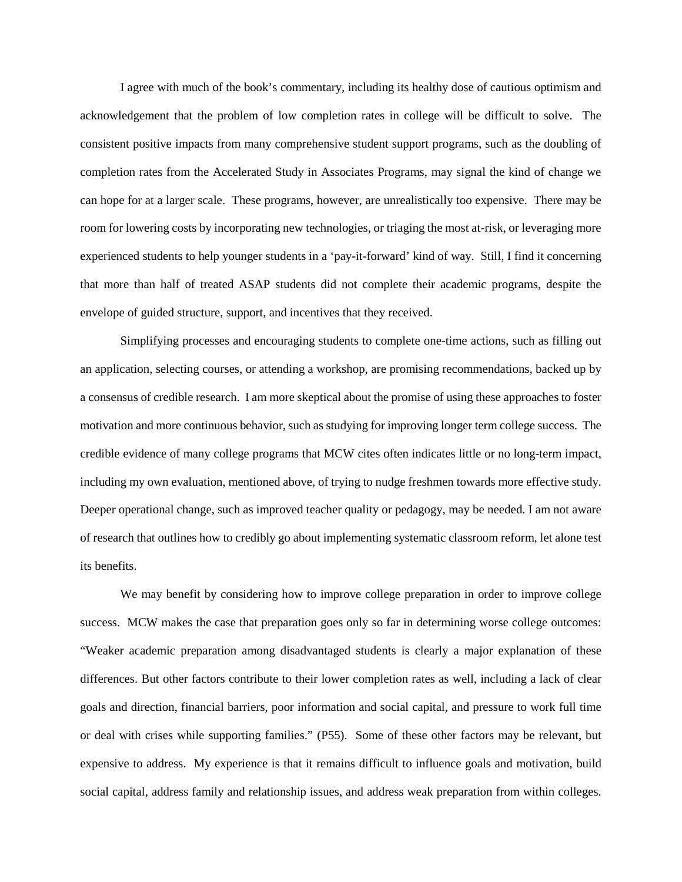I agree with much of the book's commentary, including its healthy dose of cautious optimism and acknowledgement that the problem of low completion rates in college will be difficult to solve. The consistent positive impacts from many comprehensive student support programs, such as the doubling of completion rates from the Accelerated Study in Associates Programs, may signal the kind of change we can hope for at a larger scale. These programs, however, are unrealistically too expensive. There may be room for lowering costs by incorporating new technologies, or triaging the most at-risk, or leveraging more experienced students to help younger students in a 'pay-it-forward' kind of way. Still, I find it concerning that more than half of treated ASAP students did not complete their academic programs, despite the envelope of guided structure, support, and incentives that they received.

Simplifying processes and encouraging students to complete one-time actions, such as filling out an application, selecting courses, or attending a workshop, are promising recommendations, backed up by a consensus of credible research. I am more skeptical about the promise of using these approaches to foster motivation and more continuous behavior, such as studying for improving longer term college success. The credible evidence of many college programs that MCW cites often indicates little or no long-term impact, including my own evaluation, mentioned above, of trying to nudge freshmen towards more effective study. Deeper operational change, such as improved teacher quality or pedagogy, may be needed. I am not aware of research that outlines how to credibly go about implementing systematic classroom reform, let alone test its benefits.

We may benefit by considering how to improve college preparation in order to improve college success. MCW makes the case that preparation goes only so far in determining worse college outcomes: "Weaker academic preparation among disadvantaged students is clearly a major explanation of these differences. But other factors contribute to their lower completion rates as well, including a lack of clear goals and direction, financial barriers, poor information and social capital, and pressure to work full time or deal with crises while supporting families." (P55). Some of these other factors may be relevant, but expensive to address. My experience is that it remains difficult to influence goals and motivation, build social capital, address family and relationship issues, and address weak preparation from within colleges.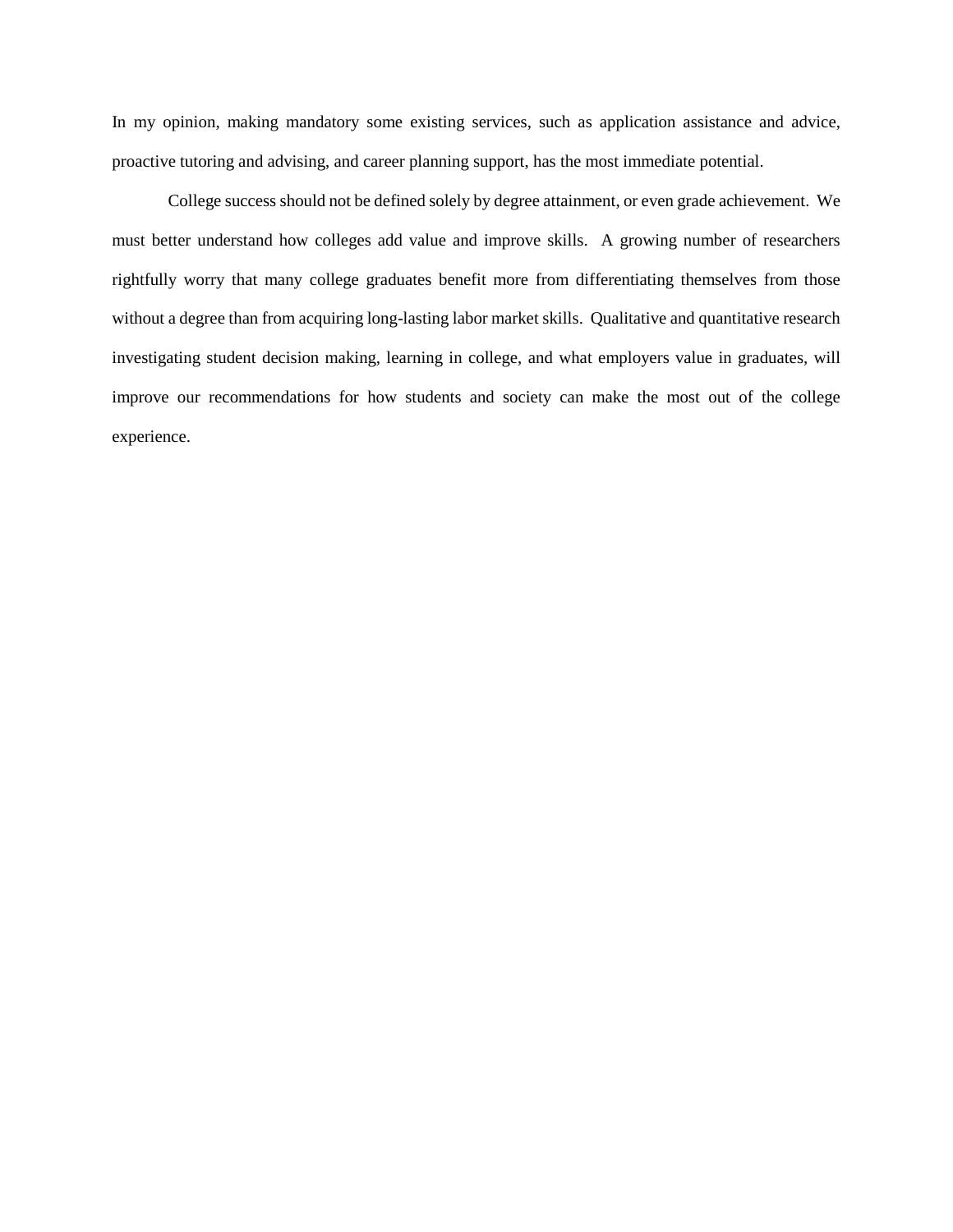In my opinion, making mandatory some existing services, such as application assistance and advice, proactive tutoring and advising, and career planning support, has the most immediate potential.

College success should not be defined solely by degree attainment, or even grade achievement. We must better understand how colleges add value and improve skills. A growing number of researchers rightfully worry that many college graduates benefit more from differentiating themselves from those without a degree than from acquiring long-lasting labor market skills. Qualitative and quantitative research investigating student decision making, learning in college, and what employers value in graduates, will improve our recommendations for how students and society can make the most out of the college experience.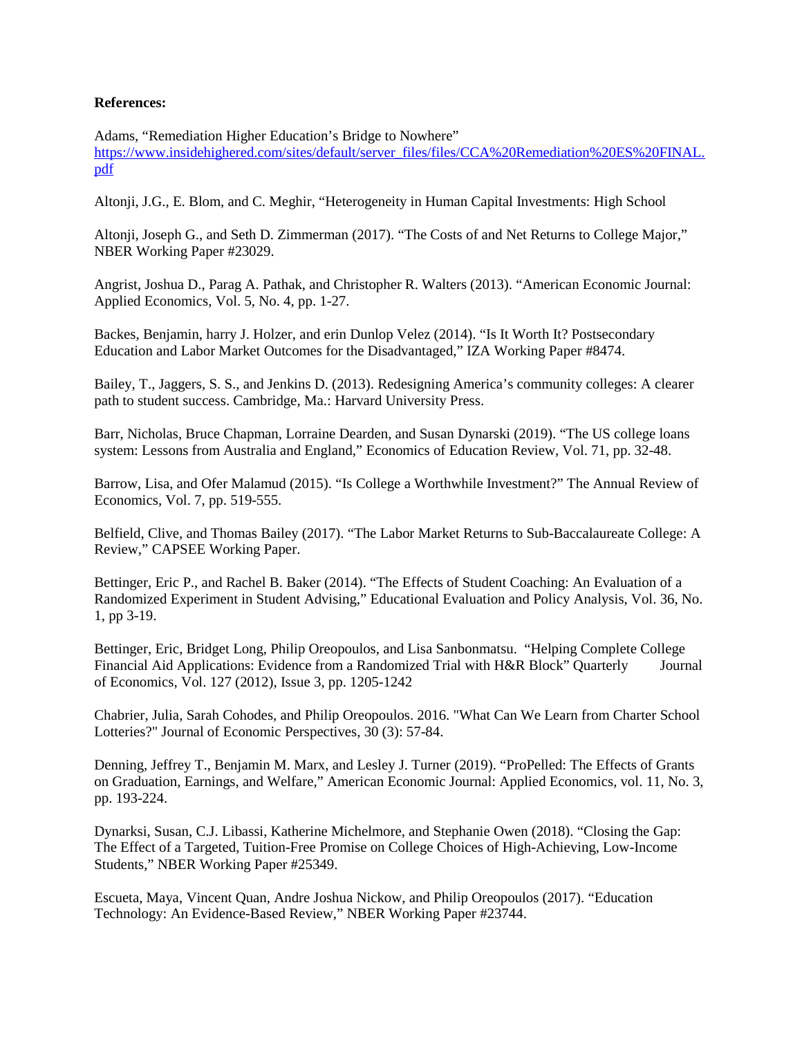**References:**

Adams, "Remediation Higher Education's Bridge to Nowhere" [https://www.insidehighered.com/sites/default/server_files/files/CCA%20Remediation%20ES%20FINAL.pdf](https://www.insidehighered.com/sites/default/server_files/files/CCA%20Remediation%20ES%20FINAL.pdf)

Altonji, J.G., E. Blom, and C. Meghir, "Heterogeneity in Human Capital Investments: High School

Altonji, Joseph G., and Seth D. Zimmerman (2017). "The Costs of and Net Returns to College Major," NBER Working Paper #23029.

Angrist, Joshua D., Parag A. Pathak, and Christopher R. Walters (2013). "American Economic Journal: Applied Economics, Vol. 5, No. 4, pp. 1-27.

Backes, Benjamin, harry J. Holzer, and erin Dunlop Velez (2014). "Is It Worth It? Postsecondary Education and Labor Market Outcomes for the Disadvantaged," IZA Working Paper #8474.

Bailey, T., Jaggers, S. S., and Jenkins D. (2013). Redesigning America's community colleges: A clearer path to student success. Cambridge, Ma.: Harvard University Press.

Barr, Nicholas, Bruce Chapman, Lorraine Dearden, and Susan Dynarski (2019). "The US college loans system: Lessons from Australia and England," Economics of Education Review, Vol. 71, pp. 32-48.

Barrow, Lisa, and Ofer Malamud (2015). "Is College a Worthwhile Investment?" The Annual Review of Economics, Vol. 7, pp. 519-555.

Belfield, Clive, and Thomas Bailey (2017). "The Labor Market Returns to Sub-Baccalaureate College: A Review," CAPSEE Working Paper.

Bettinger, Eric P., and Rachel B. Baker (2014). "The Effects of Student Coaching: An Evaluation of a Randomized Experiment in Student Advising," Educational Evaluation and Policy Analysis, Vol. 36, No. 1, pp 3-19.

Bettinger, Eric, Bridget Long, Philip Oreopoulos, and Lisa Sanbonmatsu. "Helping Complete College Financial Aid Applications: Evidence from a Randomized Trial with H&R Block" Quarterly Journal of Economics, Vol. 127 (2012), Issue 3, pp. 1205-1242

Chabrier, Julia, Sarah Cohodes, and Philip Oreopoulos. 2016. "What Can We Learn from Charter School Lotteries?" Journal of Economic Perspectives, 30 (3): 57-84.

Denning, Jeffrey T., Benjamin M. Marx, and Lesley J. Turner (2019). "ProPelled: The Effects of Grants on Graduation, Earnings, and Welfare," American Economic Journal: Applied Economics, vol. 11, No. 3, pp. 193-224.

Dynarksi, Susan, C.J. Libassi, Katherine Michelmore, and Stephanie Owen (2018). "Closing the Gap: The Effect of a Targeted, Tuition-Free Promise on College Choices of High-Achieving, Low-Income Students," NBER Working Paper #25349.

Escueta, Maya, Vincent Quan, Andre Joshua Nickow, and Philip Oreopoulos (2017). "Education Technology: An Evidence-Based Review," NBER Working Paper #23744.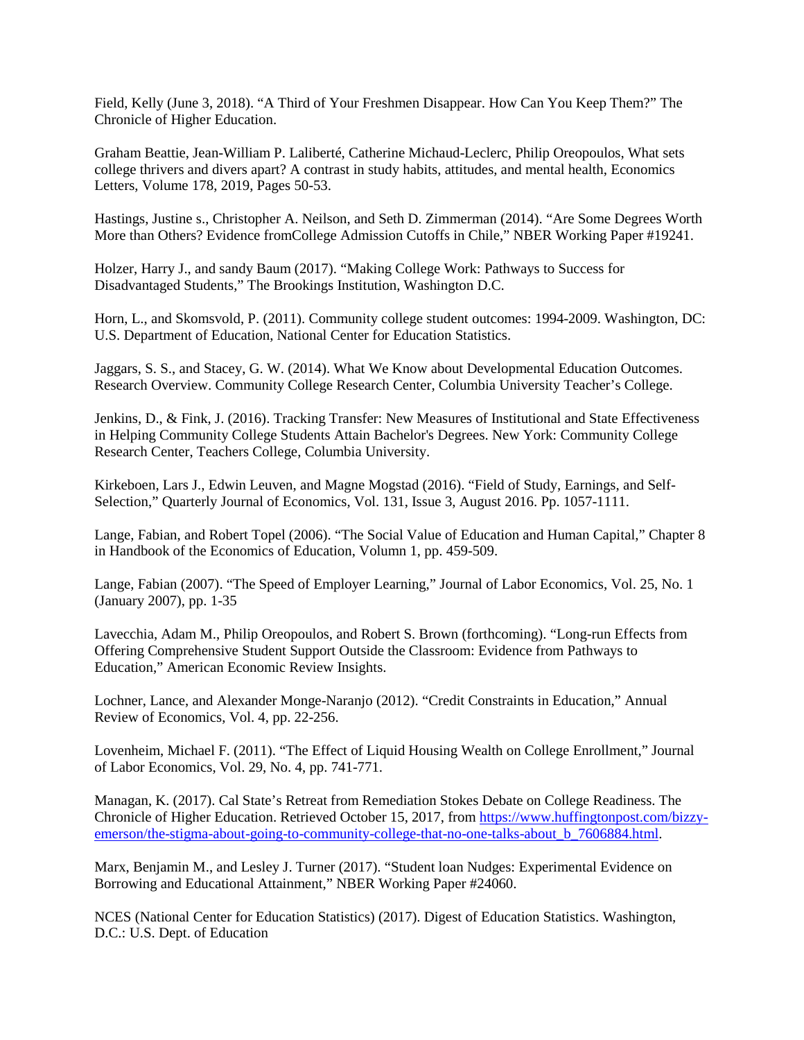Field, Kelly (June 3, 2018). "A Third of Your Freshmen Disappear. How Can You Keep Them?" The Chronicle of Higher Education.

Graham Beattie, Jean-William P. Laliberté, Catherine Michaud-Leclerc, Philip Oreopoulos, What sets college thrivers and divers apart? A contrast in study habits, attitudes, and mental health, Economics Letters, Volume 178, 2019, Pages 50-53.

Hastings, Justine s., Christopher A. Neilson, and Seth D. Zimmerman (2014). "Are Some Degrees Worth More than Others? Evidence fromCollege Admission Cutoffs in Chile," NBER Working Paper #19241.

Holzer, Harry J., and sandy Baum (2017). "Making College Work: Pathways to Success for Disadvantaged Students," The Brookings Institution, Washington D.C.

Horn, L., and Skomsvold, P. (2011). Community college student outcomes: 1994-2009. Washington, DC: U.S. Department of Education, National Center for Education Statistics.

Jaggars, S. S., and Stacey, G. W. (2014). What We Know about Developmental Education Outcomes. Research Overview. Community College Research Center, Columbia University Teacher's College.

Jenkins, D., & Fink, J. (2016). Tracking Transfer: New Measures of Institutional and State Effectiveness in Helping Community College Students Attain Bachelor's Degrees. New York: Community College Research Center, Teachers College, Columbia University.

Kirkeboen, Lars J., Edwin Leuven, and Magne Mogstad (2016). "Field of Study, Earnings, and Self-Selection," Quarterly Journal of Economics, Vol. 131, Issue 3, August 2016. Pp. 1057-1111.

Lange, Fabian, and Robert Topel (2006). "The Social Value of Education and Human Capital," Chapter 8 in Handbook of the Economics of Education, Volumn 1, pp. 459-509.

Lange, Fabian (2007). "The Speed of Employer Learning," Journal of Labor Economics, Vol. 25, No. 1 (January 2007), pp. 1-35

Lavecchia, Adam M., Philip Oreopoulos, and Robert S. Brown (forthcoming). "Long-run Effects from Offering Comprehensive Student Support Outside the Classroom: Evidence from Pathways to Education," American Economic Review Insights.

Lochner, Lance, and Alexander Monge-Naranjo (2012). "Credit Constraints in Education," Annual Review of Economics, Vol. 4, pp. 22-256.

Lovenheim, Michael F. (2011). "The Effect of Liquid Housing Wealth on College Enrollment," Journal of Labor Economics, Vol. 29, No. 4, pp. 741-771.

Managan, K. (2017). Cal State's Retreat from Remediation Stokes Debate on College Readiness. The Chronicle of Higher Education. Retrieved October 15, 2017, from https://www.huffingtonpost.com/bizzy-emerson/the-stigma-about-going-to-community-college-that-no-one-talks-about_b_7606884.html.

Marx, Benjamin M., and Lesley J. Turner (2017). "Student loan Nudges: Experimental Evidence on Borrowing and Educational Attainment," NBER Working Paper #24060.

NCES (National Center for Education Statistics) (2017). Digest of Education Statistics. Washington, D.C.: U.S. Dept. of Education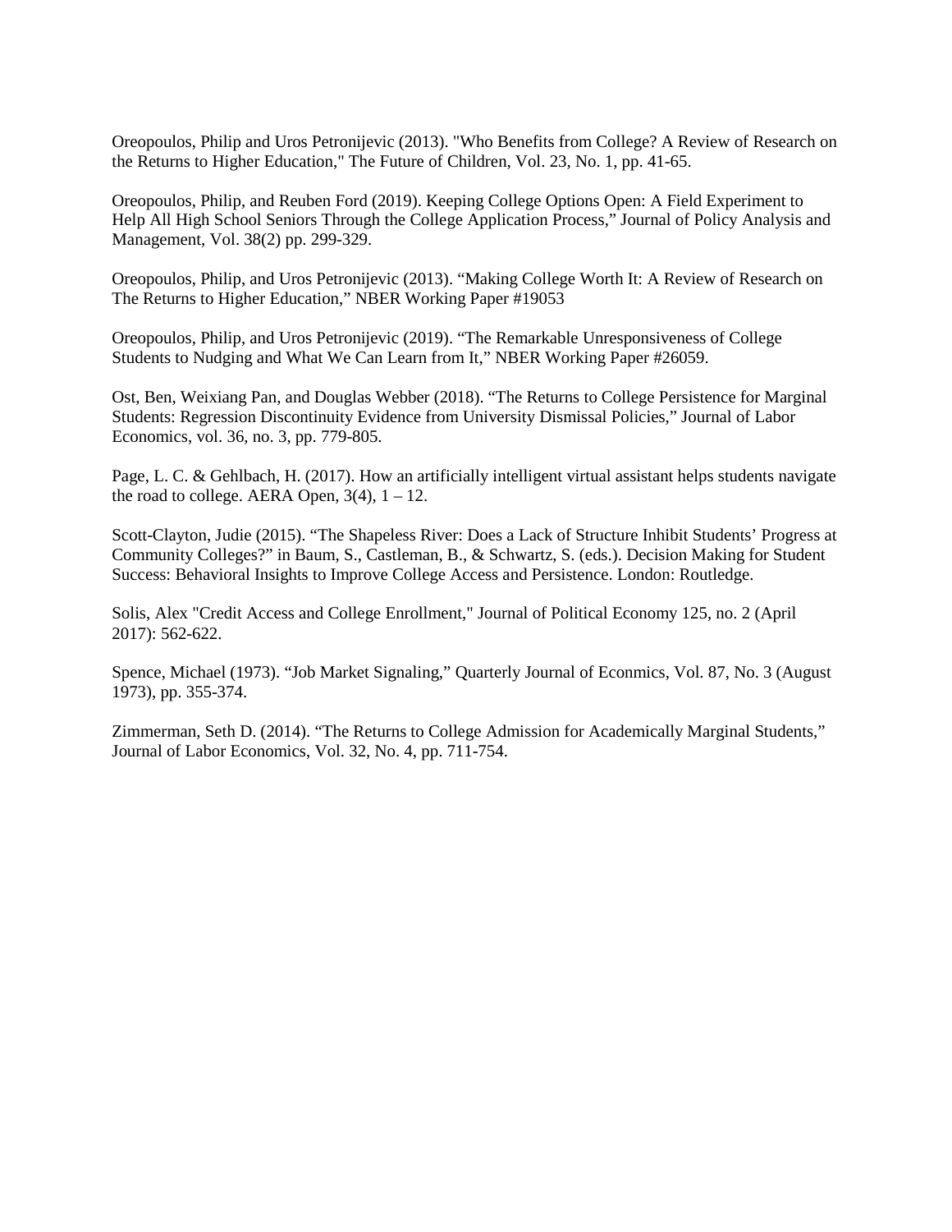Oreopoulos, Philip and Uros Petronijevic (2013). "Who Benefits from College? A Review of Research on the Returns to Higher Education," The Future of Children, Vol. 23, No. 1, pp. 41-65.

Oreopoulos, Philip, and Reuben Ford (2019). Keeping College Options Open: A Field Experiment to Help All High School Seniors Through the College Application Process," Journal of Policy Analysis and Management, Vol. 38(2) pp. 299-329.

Oreopoulos, Philip, and Uros Petronijevic (2013). "Making College Worth It: A Review of Research on The Returns to Higher Education," NBER Working Paper #19053

Oreopoulos, Philip, and Uros Petronijevic (2019). "The Remarkable Unresponsiveness of College Students to Nudging and What We Can Learn from It," NBER Working Paper #26059.

Ost, Ben, Weixiang Pan, and Douglas Webber (2018). "The Returns to College Persistence for Marginal Students: Regression Discontinuity Evidence from University Dismissal Policies," Journal of Labor Economics, vol. 36, no. 3, pp. 779-805.

Page, L. C. & Gehlbach, H. (2017). How an artificially intelligent virtual assistant helps students navigate the road to college. AERA Open, 3(4), 1 – 12.

Scott-Clayton, Judie (2015). "The Shapeless River: Does a Lack of Structure Inhibit Students' Progress at Community Colleges?" in Baum, S., Castleman, B., & Schwartz, S. (eds.). Decision Making for Student Success: Behavioral Insights to Improve College Access and Persistence. London: Routledge.

Solis, Alex "Credit Access and College Enrollment," Journal of Political Economy 125, no. 2 (April 2017): 562-622.

Spence, Michael (1973). "Job Market Signaling," Quarterly Journal of Econmics, Vol. 87, No. 3 (August 1973), pp. 355-374.

Zimmerman, Seth D. (2014). "The Returns to College Admission for Academically Marginal Students," Journal of Labor Economics, Vol. 32, No. 4, pp. 711-754.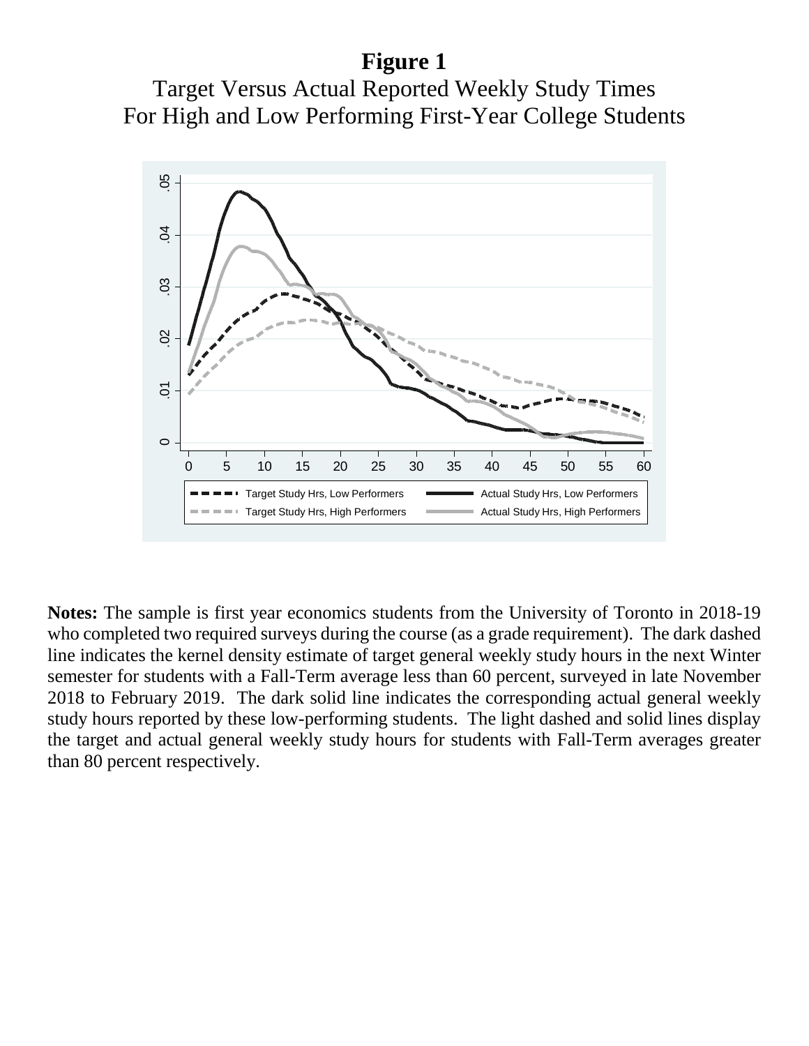**Figure 1**

Target Versus Actual Reported Weekly Study Times
For High and Low Performing First-Year College Students

**Notes:** The sample is first year economics students from the University of Toronto in 2018-19 who completed two required surveys during the course (as a grade requirement). The dark dashed line indicates the kernel density estimate of target general weekly study hours in the next Winter semester for students with a Fall-Term average less than 60 percent, surveyed in late November 2018 to February 2019. The dark solid line indicates the corresponding actual general weekly study hours reported by these low-performing students. The light dashed and solid lines display the target and actual general weekly study hours for students with Fall-Term averages greater than 80 percent respectively.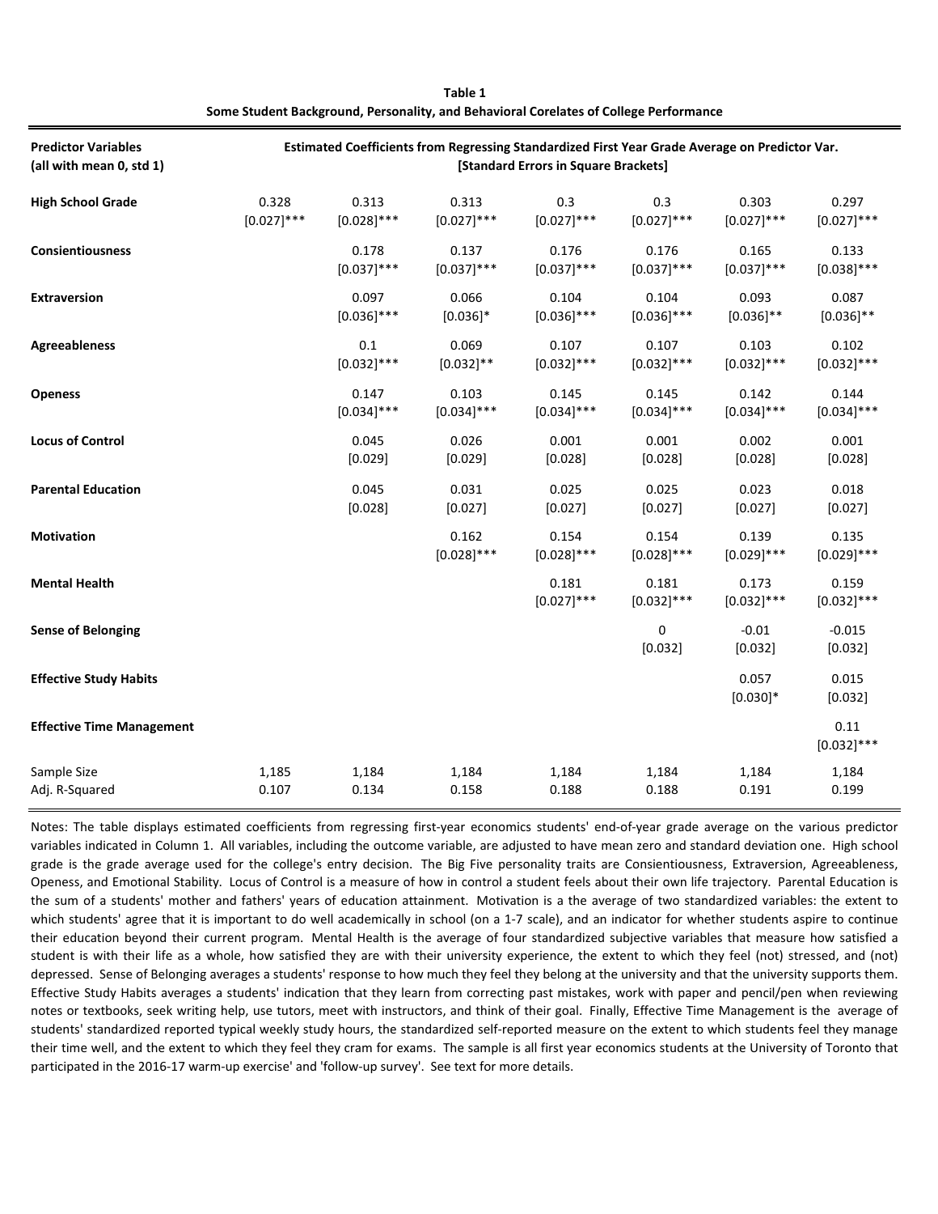**Table 1**
**Some Student Background, Personality, and Behavioral Corelates of College Performance**

| **Predictor Variables (all with mean 0, std 1)** | **Estimated Coefficients from Regressing Standardized First Year Grade Average on Predictor Var. [Standard Errors in Square Brackets]** | | | | | | |
|---|---|---|---|---|---|---|---|
| **High School Grade** | 0.328 | 0.313 | 0.313 | 0.3 | 0.3 | 0.303 | 0.297 |
| | [0.027]*** | [0.028]*** | [0.027]*** | [0.027]*** | [0.027]*** | [0.027]*** | [0.027]*** |
| **Consientiousness** | | 0.178 | 0.137 | 0.176 | 0.176 | 0.165 | 0.133 |
| | | [0.037]*** | [0.037]*** | [0.037]*** | [0.037]*** | [0.037]*** | [0.038]*** |
| **Extraversion** | | 0.097 | 0.066 | 0.104 | 0.104 | 0.093 | 0.087 |
| | | [0.036]*** | [0.036]* | [0.036]*** | [0.036]*** | [0.036]** | [0.036]** |
| **Agreeableness** | | 0.1 | 0.069 | 0.107 | 0.107 | 0.103 | 0.102 |
| | | [0.032]*** | [0.032]** | [0.032]*** | [0.032]*** | [0.032]*** | [0.032]*** |
| **Openess** | | 0.147 | 0.103 | 0.145 | 0.145 | 0.142 | 0.144 |
| | | [0.034]*** | [0.034]*** | [0.034]*** | [0.034]*** | [0.034]*** | [0.034]*** |
| **Locus of Control** | | 0.045 | 0.026 | 0.001 | 0.001 | 0.002 | 0.001 |
| | | [0.029] | [0.029] | [0.028] | [0.028] | [0.028] | [0.028] |
| **Parental Education** | | 0.045 | 0.031 | 0.025 | 0.025 | 0.023 | 0.018 |
| | | [0.028] | [0.027] | [0.027] | [0.027] | [0.027] | [0.027] |
| **Motivation** | | | 0.162 | 0.154 | 0.154 | 0.139 | 0.135 |
| | | | [0.028]*** | [0.028]*** | [0.028]*** | [0.029]*** | [0.029]*** |
| **Mental Health** | | | | 0.181 | 0.181 | 0.173 | 0.159 |
| | | | | [0.027]*** | [0.032]*** | [0.032]*** | [0.032]*** |
| **Sense of Belonging** | | | | | 0 | -0.01 | -0.015 |
| | | | | | [0.032] | [0.032] | [0.032] |
| **Effective Study Habits** | | | | | | 0.057 | 0.015 |
| | | | | | | [0.030]* | [0.032] |
| **Effective Time Management** | | | | | | | 0.11 |
| | | | | | | | [0.032]*** |
| Sample Size | 1,185 | 1,184 | 1,184 | 1,184 | 1,184 | 1,184 | 1,184 |
| Adj. R-Squared | 0.107 | 0.134 | 0.158 | 0.188 | 0.188 | 0.191 | 0.199 |

Notes: The table displays estimated coefficients from regressing first-year economics students' end-of-year grade average on the various predictor variables indicated in Column 1. All variables, including the outcome variable, are adjusted to have mean zero and standard deviation one. High school grade is the grade average used for the college's entry decision. The Big Five personality traits are Consientiousness, Extraversion, Agreeableness, Openess, and Emotional Stability. Locus of Control is a measure of how in control a student feels about their own life trajectory. Parental Education is the sum of a students' mother and fathers' years of education attainment. Motivation is a the average of two standardized variables: the extent to which students' agree that it is important to do well academically in school (on a 1-7 scale), and an indicator for whether students aspire to continue their education beyond their current program. Mental Health is the average of four standardized subjective variables that measure how satisfied a student is with their life as a whole, how satisfied they are with their university experience, the extent to which they feel (not) stressed, and (not) depressed. Sense of Belonging averages a students' response to how much they feel they belong at the university and that the university supports them. Effective Study Habits averages a students' indication that they learn from correcting past mistakes, work with paper and pencil/pen when reviewing notes or textbooks, seek writing help, use tutors, meet with instructors, and think of their goal. Finally, Effective Time Management is the average of students' standardized reported typical weekly study hours, the standardized self-reported measure on the extent to which students feel they manage their time well, and the extent to which they feel they cram for exams. The sample is all first year economics students at the University of Toronto that participated in the 2016-17 warm-up exercise' and 'follow-up survey'. See text for more details.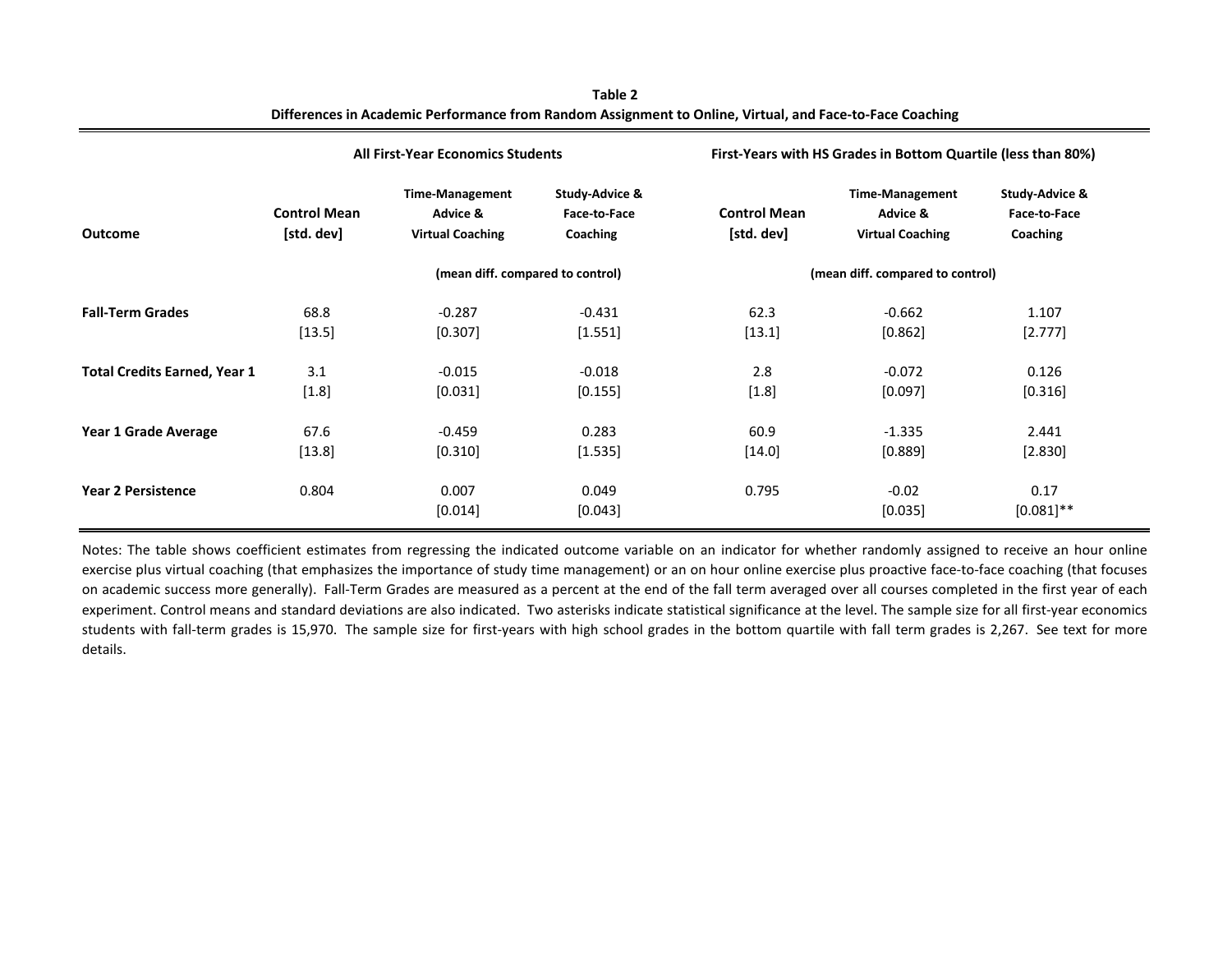**Table 2**
**Differences in Academic Performance from Random Assignment to Online, Virtual, and Face-to-Face Coaching**

| | All First-Year Economics Students | | | First-Years with HS Grades in Bottom Quartile (less than 80%) | | |
|---|---|---|---|---|---|---|
| **Outcome** | **Control Mean [std. dev]** | **Time-Management Advice & Virtual Coaching** | **Study-Advice & Face-to-Face Coaching** | **Control Mean [std. dev]** | **Time-Management Advice & Virtual Coaching** | **Study-Advice & Face-to-Face Coaching** |
| | | (mean diff. compared to control) | | | (mean diff. compared to control) | |
| **Fall-Term Grades** | 68.8 | -0.287 | -0.431 | 62.3 | -0.662 | 1.107 |
| | [13.5] | [0.307] | [1.551] | [13.1] | [0.862] | [2.777] |
| **Total Credits Earned, Year 1** | 3.1 | -0.015 | -0.018 | 2.8 | -0.072 | 0.126 |
| | [1.8] | [0.031] | [0.155] | [1.8] | [0.097] | [0.316] |
| **Year 1 Grade Average** | 67.6 | -0.459 | 0.283 | 60.9 | -1.335 | 2.441 |
| | [13.8] | [0.310] | [1.535] | [14.0] | [0.889] | [2.830] |
| **Year 2 Persistence** | 0.804 | 0.007 | 0.049 | 0.795 | -0.02 | 0.17 |
| | | [0.014] | [0.043] | | [0.035] | [0.081]** |

Notes: The table shows coefficient estimates from regressing the indicated outcome variable on an indicator for whether randomly assigned to receive an hour online exercise plus virtual coaching (that emphasizes the importance of study time management) or an on hour online exercise plus proactive face-to-face coaching (that focuses on academic success more generally). Fall-Term Grades are measured as a percent at the end of the fall term averaged over all courses completed in the first year of each experiment. Control means and standard deviations are also indicated. Two asterisks indicate statistical significance at the level. The sample size for all first-year economics students with fall-term grades is 15,970. The sample size for first-years with high school grades in the bottom quartile with fall term grades is 2,267. See text for more details.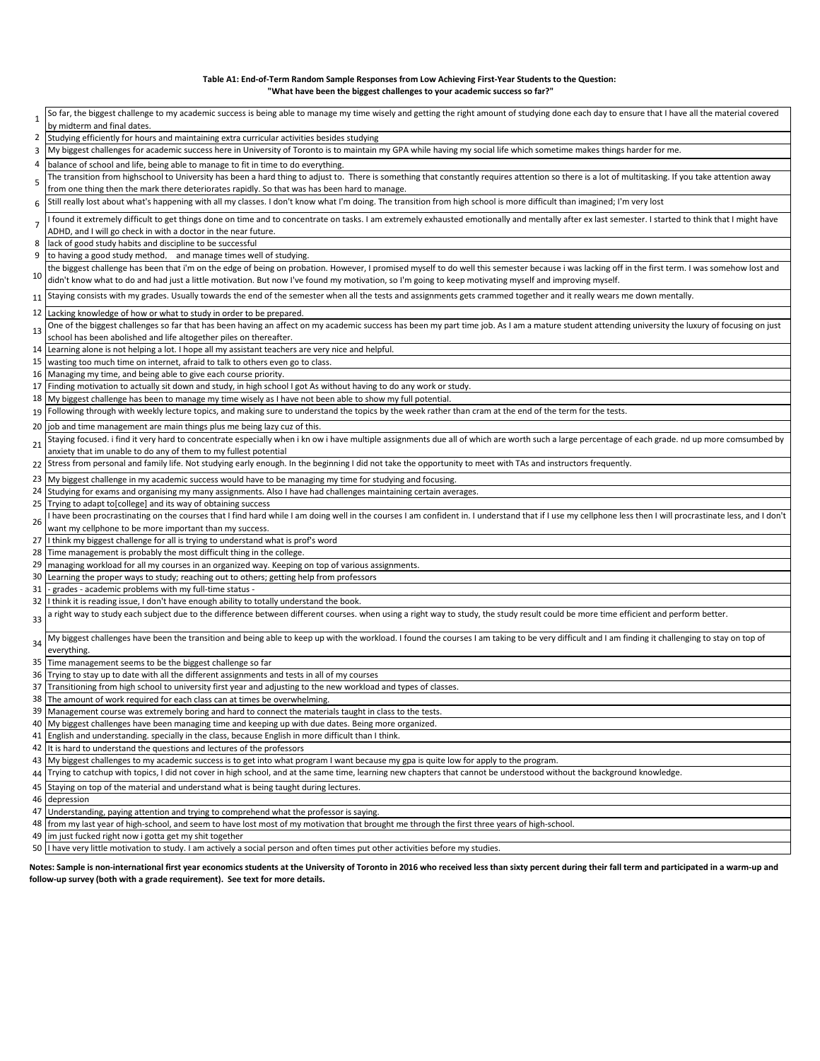**Table A1: End-of-Term Random Sample Responses from Low Achieving First-Year Students to the Question: "What have been the biggest challenges to your academic success so far?"**

| # | Response |
|---|---|
| 1 | So far, the biggest challenge to my academic success is being able to manage my time wisely and getting the right amount of studying done each day to ensure that I have all the material covered by midterm and final dates. |
| 2 | Studying efficiently for hours and maintaining extra curricular activities besides studying |
| 3 | My biggest challenges for academic success here in University of Toronto is to maintain my GPA while having my social life which sometime makes things harder for me. |
| 4 | balance of school and life, being able to manage to fit in time to do everything. |
| 5 | The transition from highschool to University has been a hard thing to adjust to. There is something that constantly requires attention so there is a lot of multitasking. If you take attention away from one thing then the mark there deteriorates rapidly. So that was has been hard to manage. |
| 6 | Still really lost about what's happening with all my classes. I don't know what I'm doing. The transition from high school is more difficult than imagined; I'm very lost |
| 7 | I found it extremely difficult to get things done on time and to concentrate on tasks. I am extremely exhausted emotionally and mentally after ex last semester. I started to think that I might have ADHD, and I will go check in with a doctor in the near future. |
| 8 | lack of good study habits and discipline to be successful |
| 9 | to having a good study method, and manage times well of studying. |
| 10 | the biggest challenge has been that i'm on the edge of being on probation. However, I promised myself to do well this semester because i was lacking off in the first term. I was somehow lost and didn't know what to do and had just a little motivation. But now I've found my motivation, so I'm going to keep motivating myself and improving myself. |
| 11 | Staying consists with my grades. Usually towards the end of the semester when all the tests and assignments gets crammed together and it really wears me down mentally. |
| 12 | Lacking knowledge of how or what to study in order to be prepared. |
| 13 | One of the biggest challenges so far that has been having an affect on my academic success has been my part time job. As I am a mature student attending university the luxury of focusing on just school has been abolished and life altogether piles on thereafter. |
| 14 | Learning alone is not helping a lot. I hope all my assistant teachers are very nice and helpful. |
| 15 | wasting too much time on internet, afraid to talk to others even go to class. |
| 16 | Managing my time, and being able to give each course priority. |
| 17 | Finding motivation to actually sit down and study, in high school I got As without having to do any work or study. |
| 18 | My biggest challenge has been to manage my time wisely as I have not been able to show my full potential. |
| 19 | Following through with weekly lecture topics, and making sure to understand the topics by the week rather than cram at the end of the term for the tests. |
| 20 | job and time management are main things plus me being lazy cuz of this. |
| 21 | Staying focused. i find it very hard to concentrate especially when i kn ow i have multiple assignments due all of which are worth such a large percentage of each grade. nd up more comsumbed by anxiety that im unable to do any of them to my fullest potential |
| 22 | Stress from personal and family life. Not studying early enough. In the beginning I did not take the opportunity to meet with TAs and instructors frequently. |
| 23 | My biggest challenge in my academic success would have to be managing my time for studying and focusing. |
| 24 | Studying for exams and organising my many assignments. Also I have had challenges maintaining certain averages. |
| 25 | Trying to adapt to[college] and its way of obtaining success |
| 26 | I have been procrastinating on the courses that I find hard while I am doing well in the courses I am confident in. I understand that if I use my cellphone less then I will procrastinate less, and I don't want my cellphone to be more important than my success. |
| 27 | I think my biggest challenge for all is trying to understand what is prof's word |
| 28 | Time management is probably the most difficult thing in the college. |
| 29 | managing workload for all my courses in an organized way. Keeping on top of various assignments. |
| 30 | Learning the proper ways to study; reaching out to others; getting help from professors |
| 31 | - grades - academic problems with my full-time status - |
| 32 | I think it is reading issue, I don't have enough ability to totally understand the book. |
| 33 | a right way to study each subject due to the difference between different courses. when using a right way to study, the study result could be more time efficient and perform better. |
| 34 | My biggest challenges have been the transition and being able to keep up with the workload. I found the courses I am taking to be very difficult and I am finding it challenging to stay on top of everything. |
| 35 | Time management seems to be the biggest challenge so far |
| 36 | Trying to stay up to date with all the different assignments and tests in all of my courses |
| 37 | Transitioning from high school to university first year and adjusting to the new workload and types of classes. |
| 38 | The amount of work required for each class can at times be overwhelming. |
| 39 | Management course was extremely boring and hard to connect the materials taught in class to the tests. |
| 40 | My biggest challenges have been managing time and keeping up with due dates. Being more organized. |
| 41 | English and understanding. specially in the class, because English in more difficult than I think. |
| 42 | It is hard to understand the questions and lectures of the professors |
| 43 | My biggest challenges to my academic success is to get into what program I want because my gpa is quite low for apply to the program. |
| 44 | Trying to catchup with topics, I did not cover in high school, and at the same time, learning new chapters that cannot be understood without the background knowledge. |
| 45 | Staying on top of the material and understand what is being taught during lectures. |
| 46 | depression |
| 47 | Understanding, paying attention and trying to comprehend what the professor is saying. |
| 48 | from my last year of high-school, and seem to have lost most of my motivation that brought me through the first three years of high-school. |
| 49 | im just fucked right now i gotta get my shit together |
| 50 | I have very little motivation to study. I am actively a social person and often times put other activities before my studies. |

**Notes: Sample is non-international first year economics students at the University of Toronto in 2016 who received less than sixty percent during their fall term and participated in a warm-up and follow-up survey (both with a grade requirement). See text for more details.**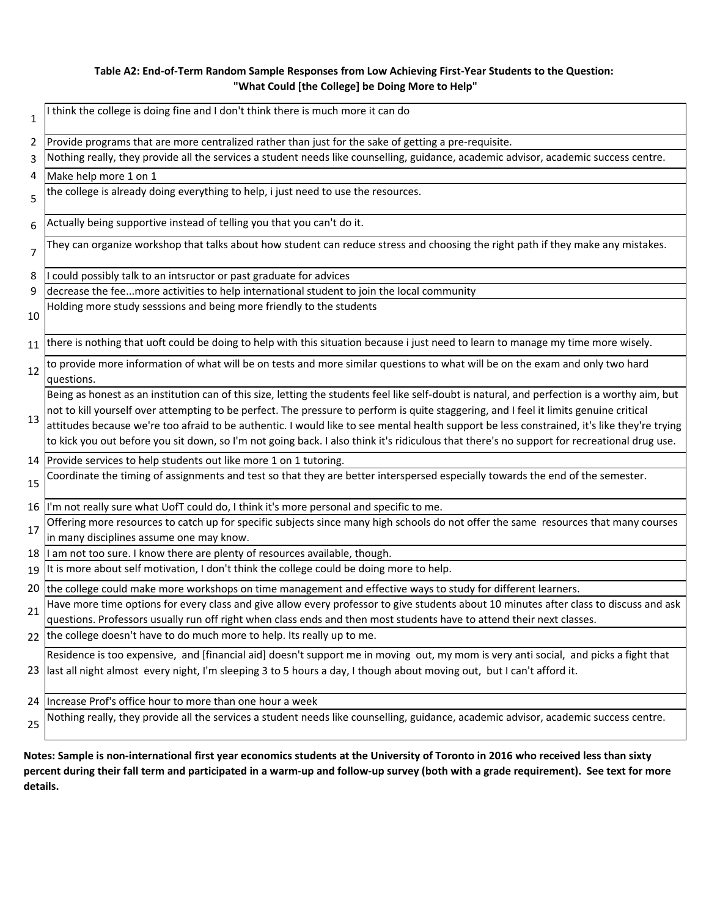**Table A2: End-of-Term Random Sample Responses from Low Achieving First-Year Students to the Question: "What Could [the College] be Doing More to Help"**

| | |
|---|---|
| 1 | I think the college is doing fine and I don't think there is much more it can do |
| 2 | Provide programs that are more centralized rather than just for the sake of getting a pre-requisite. |
| 3 | Nothing really, they provide all the services a student needs like counselling, guidance, academic advisor, academic success centre. |
| 4 | Make help more 1 on 1 |
| 5 | the college is already doing everything to help, i just need to use the resources. |
| 6 | Actually being supportive instead of telling you that you can't do it. |
| 7 | They can organize workshop that talks about how student can reduce stress and choosing the right path if they make any mistakes. |
| 8 | I could possibly talk to an intsructor or past graduate for advices |
| 9 | decrease the fee...more activities to help international student to join the local community |
| 10 | Holding more study sesssions and being more friendly to the students |
| 11 | there is nothing that uoft could be doing to help with this situation because i just need to learn to manage my time more wisely. |
| 12 | to provide more information of what will be on tests and more similar questions to what will be on the exam and only two hard questions. |
| 13 | Being as honest as an institution can of this size, letting the students feel like self-doubt is natural, and perfection is a worthy aim, but not to kill yourself over attempting to be perfect. The pressure to perform is quite staggering, and I feel it limits genuine critical attitudes because we're too afraid to be authentic. I would like to see mental health support be less constrained, it's like they're trying to kick you out before you sit down, so I'm not going back. I also think it's ridiculous that there's no support for recreational drug use. |
| 14 | Provide services to help students out like more 1 on 1 tutoring. |
| 15 | Coordinate the timing of assignments and test so that they are better interspersed especially towards the end of the semester. |
| 16 | I'm not really sure what UofT could do, I think it's more personal and specific to me. |
| 17 | Offering more resources to catch up for specific subjects since many high schools do not offer the same resources that many courses in many disciplines assume one may know. |
| 18 | I am not too sure. I know there are plenty of resources available, though. |
| 19 | It is more about self motivation, I don't think the college could be doing more to help. |
| 20 | the college could make more workshops on time management and effective ways to study for different learners. |
| 21 | Have more time options for every class and give allow every professor to give students about 10 minutes after class to discuss and ask questions. Professors usually run off right when class ends and then most students have to attend their next classes. |
| 22 | the college doesn't have to do much more to help. Its really up to me. |
| 23 | Residence is too expensive, and [financial aid] doesn't support me in moving out, my mom is very anti social, and picks a fight that last all night almost every night, I'm sleeping 3 to 5 hours a day, I though about moving out, but I can't afford it. |
| 24 | Increase Prof's office hour to more than one hour a week |
| 25 | Nothing really, they provide all the services a student needs like counselling, guidance, academic advisor, academic success centre. |

**Notes: Sample is non-international first year economics students at the University of Toronto in 2016 who received less than sixty percent during their fall term and participated in a warm-up and follow-up survey (both with a grade requirement). See text for more details.**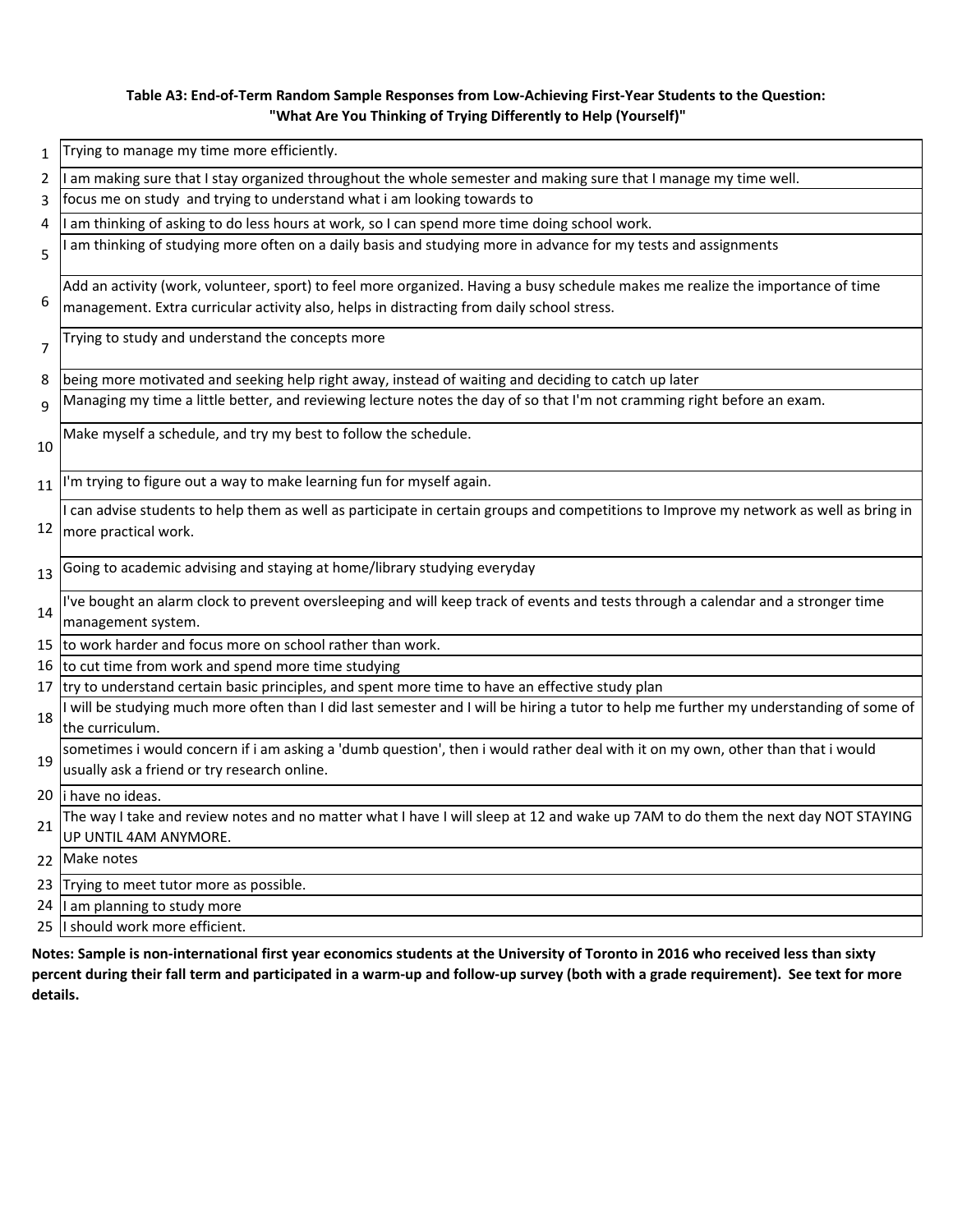**Table A3: End-of-Term Random Sample Responses from Low-Achieving First-Year Students to the Question: "What Are You Thinking of Trying Differently to Help (Yourself)"**

| | |
|---|---|
| 1 | Trying to manage my time more efficiently. |
| 2 | I am making sure that I stay organized throughout the whole semester and making sure that I manage my time well. |
| 3 | focus me on study and trying to understand what i am looking towards to |
| 4 | I am thinking of asking to do less hours at work, so I can spend more time doing school work. |
| 5 | I am thinking of studying more often on a daily basis and studying more in advance for my tests and assignments |
| 6 | Add an activity (work, volunteer, sport) to feel more organized. Having a busy schedule makes me realize the importance of time management. Extra curricular activity also, helps in distracting from daily school stress. |
| 7 | Trying to study and understand the concepts more |
| 8 | being more motivated and seeking help right away, instead of waiting and deciding to catch up later |
| 9 | Managing my time a little better, and reviewing lecture notes the day of so that I'm not cramming right before an exam. |
| 10 | Make myself a schedule, and try my best to follow the schedule. |
| 11 | I'm trying to figure out a way to make learning fun for myself again. |
| 12 | I can advise students to help them as well as participate in certain groups and competitions to Improve my network as well as bring in more practical work. |
| 13 | Going to academic advising and staying at home/library studying everyday |
| 14 | I've bought an alarm clock to prevent oversleeping and will keep track of events and tests through a calendar and a stronger time management system. |
| 15 | to work harder and focus more on school rather than work. |
| 16 | to cut time from work and spend more time studying |
| 17 | try to understand certain basic principles, and spent more time to have an effective study plan |
| 18 | I will be studying much more often than I did last semester and I will be hiring a tutor to help me further my understanding of some of the curriculum. |
| 19 | sometimes i would concern if i am asking a 'dumb question', then i would rather deal with it on my own, other than that i would usually ask a friend or try research online. |
| 20 | i have no ideas. |
| 21 | The way I take and review notes and no matter what I have I will sleep at 12 and wake up 7AM to do them the next day NOT STAYING UP UNTIL 4AM ANYMORE. |
| 22 | Make notes |
| 23 | Trying to meet tutor more as possible. |
| 24 | I am planning to study more |
| 25 | I should work more efficient. |

**Notes: Sample is non-international first year economics students at the University of Toronto in 2016 who received less than sixty percent during their fall term and participated in a warm-up and follow-up survey (both with a grade requirement). See text for more details.**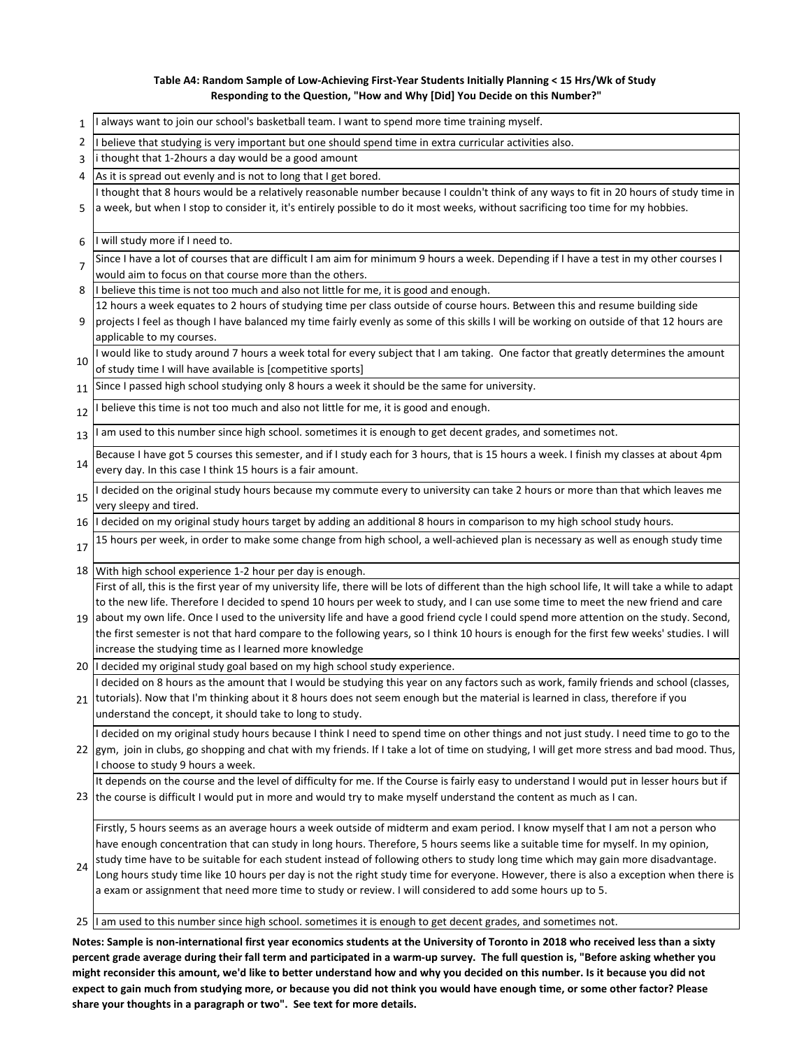**Table A4: Random Sample of Low-Achieving First-Year Students Initially Planning < 15 Hrs/Wk of Study Responding to the Question, "How and Why [Did] You Decide on this Number?"**

| | |
|---|---|
| 1 | I always want to join our school's basketball team. I want to spend more time training myself. |
| 2 | I believe that studying is very important but one should spend time in extra curricular activities also. |
| 3 | i thought that 1-2hours a day would be a good amount |
| 4 | As it is spread out evenly and is not to long that I get bored. |
| 5 | I thought that 8 hours would be a relatively reasonable number because I couldn't think of any ways to fit in 20 hours of study time in a week, but when I stop to consider it, it's entirely possible to do it most weeks, without sacrificing too time for my hobbies. |
| 6 | I will study more if I need to. |
| 7 | Since I have a lot of courses that are difficult I am aim for minimum 9 hours a week. Depending if I have a test in my other courses I would aim to focus on that course more than the others. |
| 8 | I believe this time is not too much and also not little for me, it is good and enough. |
| 9 | 12 hours a week equates to 2 hours of studying time per class outside of course hours. Between this and resume building side projects I feel as though I have balanced my time fairly evenly as some of this skills I will be working on outside of that 12 hours are applicable to my courses. |
| 10 | I would like to study around 7 hours a week total for every subject that I am taking. One factor that greatly determines the amount of study time I will have available is [competitive sports] |
| 11 | Since I passed high school studying only 8 hours a week it should be the same for university. |
| 12 | I believe this time is not too much and also not little for me, it is good and enough. |
| 13 | I am used to this number since high school. sometimes it is enough to get decent grades, and sometimes not. |
| 14 | Because I have got 5 courses this semester, and if I study each for 3 hours, that is 15 hours a week. I finish my classes at about 4pm every day. In this case I think 15 hours is a fair amount. |
| 15 | I decided on the original study hours because my commute every to university can take 2 hours or more than that which leaves me very sleepy and tired. |
| 16 | I decided on my original study hours target by adding an additional 8 hours in comparison to my high school study hours. |
| 17 | 15 hours per week, in order to make some change from high school, a well-achieved plan is necessary as well as enough study time |
| 18 | With high school experience 1-2 hour per day is enough. |
| 19 | First of all, this is the first year of my university life, there will be lots of different than the high school life, It will take a while to adapt to the new life. Therefore I decided to spend 10 hours per week to study, and I can use some time to meet the new friend and care about my own life. Once I used to the university life and have a good friend cycle I could spend more attention on the study. Second, the first semester is not that hard compare to the following years, so I think 10 hours is enough for the first few weeks' studies. I will increase the studying time as I learned more knowledge |
| 20 | I decided my original study goal based on my high school study experience. |
| 21 | I decided on 8 hours as the amount that I would be studying this year on any factors such as work, family friends and school (classes, tutorials). Now that I'm thinking about it 8 hours does not seem enough but the material is learned in class, therefore if you understand the concept, it should take to long to study. |
| 22 | I decided on my original study hours because I think I need to spend time on other things and not just study. I need time to go to the gym, join in clubs, go shopping and chat with my friends. If I take a lot of time on studying, I will get more stress and bad mood. Thus, I choose to study 9 hours a week. |
| 23 | It depends on the course and the level of difficulty for me. If the Course is fairly easy to understand I would put in lesser hours but if the course is difficult I would put in more and would try to make myself understand the content as much as I can. |
| 24 | Firstly, 5 hours seems as an average hours a week outside of midterm and exam period. I know myself that I am not a person who have enough concentration that can study in long hours. Therefore, 5 hours seems like a suitable time for myself. In my opinion, study time have to be suitable for each student instead of following others to study long time which may gain more disadvantage. Long hours study time like 10 hours per day is not the right study time for everyone. However, there is also a exception when there is a exam or assignment that need more time to study or review. I will considered to add some hours up to 5. |
| 25 | I am used to this number since high school. sometimes it is enough to get decent grades, and sometimes not. |

**Notes: Sample is non-international first year economics students at the University of Toronto in 2018 who received less than a sixty percent grade average during their fall term and participated in a warm-up survey. The full question is, "Before asking whether you might reconsider this amount, we'd like to better understand how and why you decided on this number. Is it because you did not expect to gain much from studying more, or because you did not think you would have enough time, or some other factor? Please share your thoughts in a paragraph or two". See text for more details.**